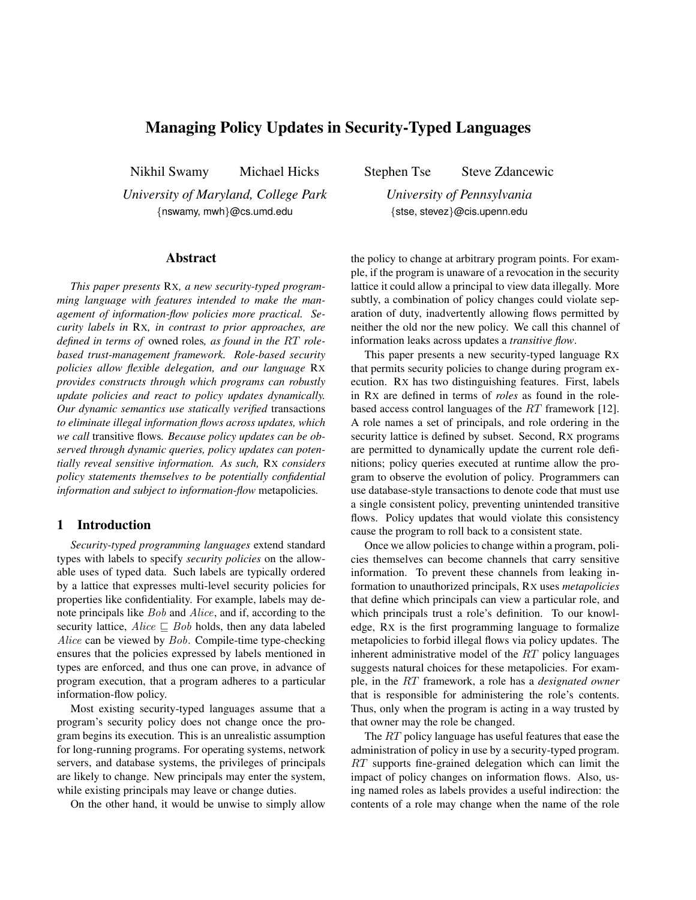# Managing Policy Updates in Security-Typed Languages

Nikhil Swamy Michael Hicks Stephen Tse Steve Zdancewic

*University of Maryland, College Park* *University of Pennsylvania*

{nswamy, mwh}@cs.umd.edu {stse, stevez}@cis.upenn.edu

## Abstract

*This paper presents* RX*, a new security-typed programming language with features intended to make the management of information-flow policies more practical. Security labels in* RX*, in contrast to prior approaches, are defined in terms of* owned roles*, as found in the $RT$ role-based trust-management framework. Role-based security policies allow flexible delegation, and our language* RX *provides constructs through which programs can robustly update policies and react to policy updates dynamically. Our dynamic semantics use statically verified transactions to eliminate illegal information flows across updates, which we call* transitive flows*. Because policy updates can be observed through dynamic queries, policy updates can potentially reveal sensitive information. As such,* RX *considers policy statements themselves to be potentially confidential information and subject to information-flow* metapolicies*.*

## 1 Introduction

*Security-typed programming languages* extend standard types with labels to specify *security policies* on the allowable uses of typed data. Such labels are typically ordered by a lattice that expresses multi-level security policies for properties like confidentiality. For example, labels may denote principals like $Bob$ and $Alice$, and if, according to the security lattice, $Alice \sqsubseteq Bob$ holds, then any data labeled $Alice$ can be viewed by $Bob$. Compile-time type-checking ensures that the policies expressed by labels mentioned in types are enforced, and thus one can prove, in advance of program execution, that a program adheres to a particular information-flow policy.

Most existing security-typed languages assume that a program's security policy does not change once the program begins its execution. This is an unrealistic assumption for long-running programs. For operating systems, network servers, and database systems, the privileges of principals are likely to change. New principals may enter the system, while existing principals may leave or change duties.

On the other hand, it would be unwise to simply allow the policy to change at arbitrary program points. For example, if the program is unaware of a revocation in the security lattice it could allow a principal to view data illegally. More subtly, a combination of policy changes could violate separation of duty, inadvertently allowing flows permitted by neither the old nor the new policy. We call this channel of information leaks across updates a *transitive flow*.

This paper presents a new security-typed language RX that permits security policies to change during program execution. RX has two distinguishing features. First, labels in RX are defined in terms of *roles* as found in the role-based access control languages of the $RT$ framework [12]. A role names a set of principals, and role ordering in the security lattice is defined by subset. Second, RX programs are permitted to dynamically update the current role definitions; policy queries executed at runtime allow the program to observe the evolution of policy. Programmers can use database-style transactions to denote code that must use a single consistent policy, preventing unintended transitive flows. Policy updates that would violate this consistency cause the program to roll back to a consistent state.

Once we allow policies to change within a program, policies themselves can become channels that carry sensitive information. To prevent these channels from leaking information to unauthorized principals, RX uses *metapolicies* that define which principals can view a particular role, and which principals trust a role's definition. To our knowledge, RX is the first programming language to formalize metapolicies to forbid illegal flows via policy updates. The inherent administrative model of the $RT$ policy languages suggests natural choices for these metapolicies. For example, in the $RT$ framework, a role has a *designated owner* that is responsible for administering the role's contents. Thus, only when the program is acting in a way trusted by that owner may the role be changed.

The $RT$ policy language has useful features that ease the administration of policy in use by a security-typed program. $RT$ supports fine-grained delegation which can limit the impact of policy changes on information flows. Also, using named roles as labels provides a useful indirection: the contents of a role may change when the name of the role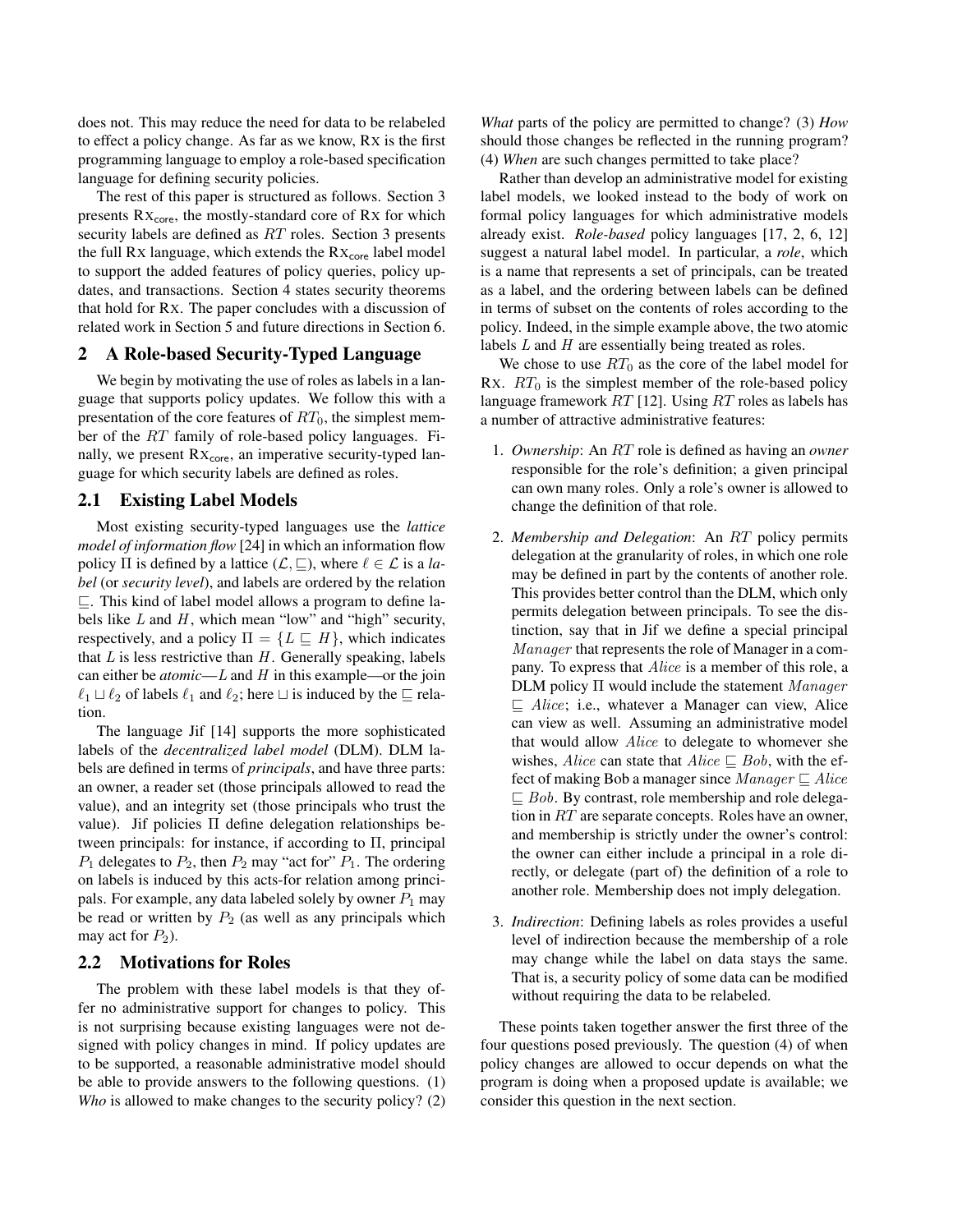does not. This may reduce the need for data to be relabeled to effect a policy change. As far as we know, RX is the first programming language to employ a role-based specification language for defining security policies.

The rest of this paper is structured as follows. Section 3 presents $\text{RX}_{\text{core}}$, the mostly-standard core of RX for which security labels are defined as $RT$ roles. Section 3 presents the full RX language, which extends the $\text{RX}_{\text{core}}$ label model to support the added features of policy queries, policy updates, and transactions. Section 4 states security theorems that hold for RX. The paper concludes with a discussion of related work in Section 5 and future directions in Section 6.

## 2 A Role-based Security-Typed Language

We begin by motivating the use of roles as labels in a language that supports policy updates. We follow this with a presentation of the core features of $RT_0$, the simplest member of the $RT$ family of role-based policy languages. Finally, we present $\text{RX}_{\text{core}}$, an imperative security-typed language for which security labels are defined as roles.

### 2.1 Existing Label Models

Most existing security-typed languages use the *lattice model of information flow* [24] in which an information flow policy $\Pi$ is defined by a lattice $(\mathcal{L}, \sqsubseteq)$, where $\ell \in \mathcal{L}$ is a *label* (or *security level*), and labels are ordered by the relation $\sqsubseteq$. This kind of label model allows a program to define labels like $L$ and $H$, which mean "low" and "high" security, respectively, and a policy $\Pi = \{L \sqsubseteq H\}$, which indicates that $L$ is less restrictive than $H$. Generally speaking, labels can either be *atomic*—$L$ and $H$ in this example—or the join $\ell_1 \sqcup \ell_2$ of labels $\ell_1$ and $\ell_2$; here $\sqcup$ is induced by the $\sqsubseteq$ relation.

The language Jif [14] supports the more sophisticated labels of the *decentralized label model* (DLM). DLM labels are defined in terms of *principals*, and have three parts: an owner, a reader set (those principals allowed to read the value), and an integrity set (those principals who trust the value). Jif policies $\Pi$ define delegation relationships between principals: for instance, if according to $\Pi$, principal $P_1$ delegates to $P_2$, then $P_2$ may "act for" $P_1$. The ordering on labels is induced by this acts-for relation among principals. For example, any data labeled solely by owner $P_1$ may be read or written by $P_2$ (as well as any principals which may act for $P_2$).

### 2.2 Motivations for Roles

The problem with these label models is that they offer no administrative support for changes to policy. This is not surprising because existing languages were not designed with policy changes in mind. If policy updates are to be supported, a reasonable administrative model should be able to provide answers to the following questions. (1) *Who* is allowed to make changes to the security policy? (2) *What* parts of the policy are permitted to change? (3) *How* should those changes be reflected in the running program? (4) *When* are such changes permitted to take place?

Rather than develop an administrative model for existing label models, we looked instead to the body of work on formal policy languages for which administrative models already exist. *Role-based* policy languages [17, 2, 6, 12] suggest a natural label model. In particular, a *role*, which is a name that represents a set of principals, can be treated as a label, and the ordering between labels can be defined in terms of subset on the contents of roles according to the policy. Indeed, in the simple example above, the two atomic labels $L$ and $H$ are essentially being treated as roles.

We chose to use $RT_0$ as the core of the label model for RX. $RT_0$ is the simplest member of the role-based policy language framework $RT$ [12]. Using $RT$ roles as labels has a number of attractive administrative features:

1. *Ownership*: An $RT$ role is defined as having an *owner* responsible for the role's definition; a given principal can own many roles. Only a role's owner is allowed to change the definition of that role.

2. *Membership and Delegation*: An $RT$ policy permits delegation at the granularity of roles, in which one role may be defined in part by the contents of another role. This provides better control than the DLM, which only permits delegation between principals. To see the distinction, say that in Jif we define a special principal $Manager$ that represents the role of Manager in a company. To express that $Alice$ is a member of this role, a DLM policy $\Pi$ would include the statement $Manager \sqsubseteq Alice$; i.e., whatever a Manager can view, Alice can view as well. Assuming an administrative model that would allow $Alice$ to delegate to whomever she wishes, $Alice$ can state that $Alice \sqsubseteq Bob$, with the effect of making Bob a manager since $Manager \sqsubseteq Alice \sqsubseteq Bob$. By contrast, role membership and role delegation in $RT$ are separate concepts. Roles have an owner, and membership is strictly under the owner's control: the owner can either include a principal in a role directly, or delegate (part of) the definition of a role to another role. Membership does not imply delegation.

3. *Indirection*: Defining labels as roles provides a useful level of indirection because the membership of a role may change while the label on data stays the same. That is, a security policy of some data can be modified without requiring the data to be relabeled.

These points taken together answer the first three of the four questions posed previously. The question (4) of when policy changes are allowed to occur depends on what the program is doing when a proposed update is available; we consider this question in the next section.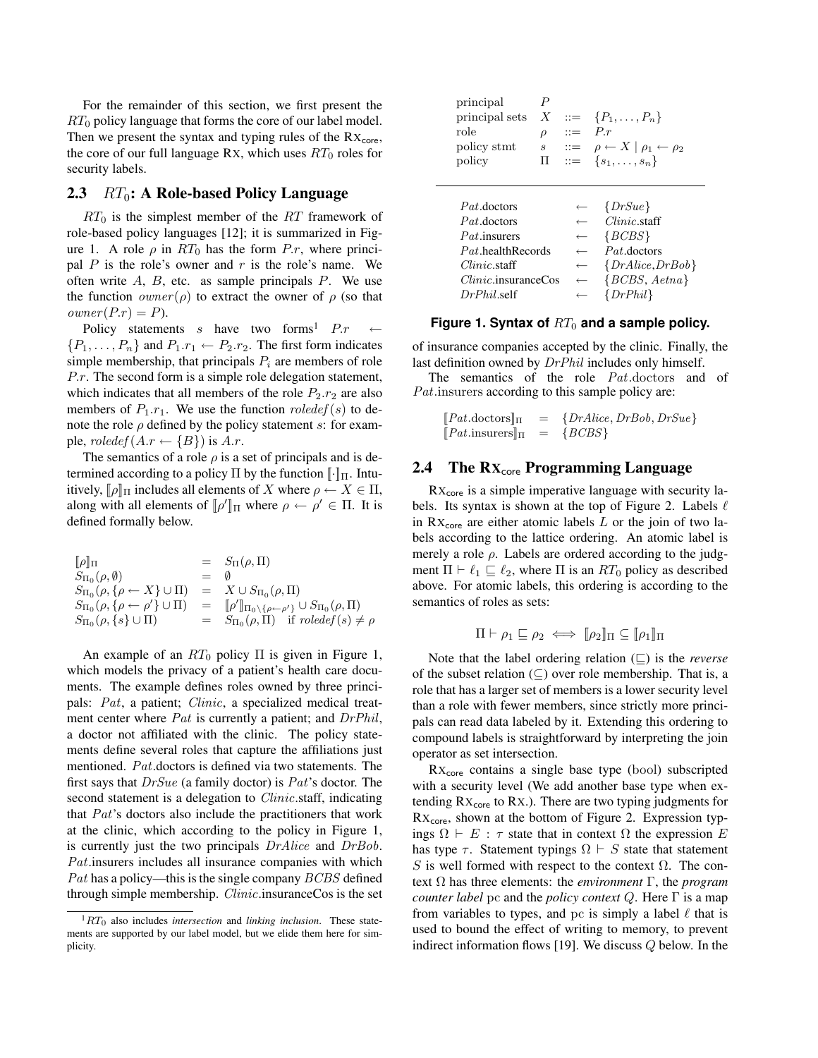For the remainder of this section, we first present the $RT_0$ policy language that forms the core of our label model. Then we present the syntax and typing rules of the $\text{RX}_{\text{core}}$, the core of our full language RX, which uses $RT_0$ roles for security labels.

## 2.3 $RT_0$: A Role-based Policy Language

$RT_0$ is the simplest member of the $RT$ framework of role-based policy languages [12]; it is summarized in Figure 1. A role $\rho$ in $RT_0$ has the form $P.r$, where principal $P$ is the role's owner and $r$ is the role's name. We often write $A$, $B$, etc. as sample principals $P$. We use the function $owner(\rho)$ to extract the owner of $\rho$ (so that $owner(P.r) = P$).

Policy statements $s$ have two forms[1] $P.r \leftarrow \{P_1, \ldots, P_n\}$ and $P_1.r_1 \leftarrow P_2.r_2$. The first form indicates simple membership, that principals $P_i$ are members of role $P.r$. The second form is a simple role delegation statement, which indicates that all members of the role $P_2.r_2$ are also members of $P_1.r_1$. We use the function $roledef(s)$ to denote the role $\rho$ defined by the policy statement $s$: for example, $roledef(A.r \leftarrow \{B\})$ is $A.r$.

The semantics of a role $\rho$ is a set of principals and is determined according to a policy $\Pi$ by the function $[\![\cdot]\!]_\Pi$. Intuitively, $[\![\rho]\!]_\Pi$ includes all elements of $X$ where $\rho \leftarrow X \in \Pi$, along with all elements of $[\![\rho']\!]_\Pi$ where $\rho \leftarrow \rho' \in \Pi$. It is defined formally below.

$$
\begin{array}{lcl}
[\![\rho]\!]_\Pi & = & S_\Pi(\rho, \Pi) \\
S_{\Pi_0}(\rho, \emptyset) & = & \emptyset \\
S_{\Pi_0}(\rho, \{\rho \leftarrow X\} \cup \Pi) & = & X \cup S_{\Pi_0}(\rho, \Pi) \\
S_{\Pi_0}(\rho, \{\rho \leftarrow \rho'\} \cup \Pi) & = & [\![\rho']\!]_{\Pi_0 \setminus \{\rho \leftarrow \rho'\}} \cup S_{\Pi_0}(\rho, \Pi) \\
S_{\Pi_0}(\rho, \{s\} \cup \Pi) & = & S_{\Pi_0}(\rho, \Pi) \quad \text{if } roledef(s) \neq \rho
\end{array}
$$

An example of an $RT_0$ policy $\Pi$ is given in Figure 1, which models the privacy of a patient's health care documents. The example defines roles owned by three principals: $Pat$, a patient; $Clinic$, a specialized medical treatment center where $Pat$ is currently a patient; and $DrPhil$, a doctor not affiliated with the clinic. The policy statements define several roles that capture the affiliations just mentioned. $Pat$.doctors is defined via two statements. The first says that $DrSue$ (a family doctor) is $Pat$'s doctor. The second statement is a delegation to $Clinic$.staff, indicating that $Pat$'s doctors also include the practitioners that work at the clinic, which according to the policy in Figure 1, is currently just the two principals $DrAlice$ and $DrBob$. $Pat$.insurers includes all insurance companies with which $Pat$ has a policy—this is the single company $BCBS$ defined through simple membership. $Clinic$.insuranceCos is the set of insurance companies accepted by the clinic. Finally, the last definition owned by $DrPhil$ includes only himself.

$$
\begin{array}{llcl}
\text{principal} & P & & \\
\text{principal sets} & X & ::= & \{P_1, \ldots, P_n\} \\
\text{role} & \rho & ::= & P.r \\
\text{policy stmt} & s & ::= & \rho \leftarrow X \mid \rho_1 \leftarrow \rho_2 \\
\text{policy} & \Pi & ::= & \{s_1, \ldots, s_n\}
\end{array}
$$

$$
\begin{array}{lcl}
Pat.\text{doctors} & \leftarrow & \{DrSue\} \\
Pat.\text{doctors} & \leftarrow & Clinic.\text{staff} \\
Pat.\text{insurers} & \leftarrow & \{BCBS\} \\
Pat.\text{healthRecords} & \leftarrow & Pat.\text{doctors} \\
Clinic.\text{staff} & \leftarrow & \{DrAlice, DrBob\} \\
Clinic.\text{insuranceCos} & \leftarrow & \{BCBS, Aetna\} \\
DrPhil.\text{self} & \leftarrow & \{DrPhil\}
\end{array}
$$

**Figure 1. Syntax of $RT_0$ and a sample policy.**

The semantics of the role $Pat$.doctors and of $Pat$.insurers according to this sample policy are:

$$
\begin{array}{lcl}
[\![Pat.\text{doctors}]\!]_\Pi & = & \{DrAlice, DrBob, DrSue\} \\
[\![Pat.\text{insurers}]\!]_\Pi & = & \{BCBS\}
\end{array}
$$

## 2.4 The $\text{RX}_{\text{core}}$ Programming Language

$\text{RX}_{\text{core}}$ is a simple imperative language with security labels. Its syntax is shown at the top of Figure 2. Labels $\ell$ in $\text{RX}_{\text{core}}$ are either atomic labels $L$ or the join of two labels according to the lattice ordering. An atomic label is merely a role $\rho$. Labels are ordered according to the judgment $\Pi \vdash \ell_1 \sqsubseteq \ell_2$, where $\Pi$ is an $RT_0$ policy as described above. For atomic labels, this ordering is according to the semantics of roles as sets:

$$\Pi \vdash \rho_1 \sqsubseteq \rho_2 \iff [\![\rho_2]\!]_\Pi \subseteq [\![\rho_1]\!]_\Pi$$

Note that the label ordering relation ($\sqsubseteq$) is the *reverse* of the subset relation ($\subseteq$) over role membership. That is, a role that has a larger set of members is a lower security level than a role with fewer members, since strictly more principals can read data labeled by it. Extending this ordering to compound labels is straightforward by interpreting the join operator as set intersection.

$\text{RX}_{\text{core}}$ contains a single base type (bool) subscripted with a security level (We add another base type when extending $\text{RX}_{\text{core}}$ to RX.). There are two typing judgments for $\text{RX}_{\text{core}}$, shown at the bottom of Figure 2. Expression typings $\Omega \vdash E : \tau$ state that in context $\Omega$ the expression $E$ has type $\tau$. Statement typings $\Omega \vdash S$ state that statement $S$ is well formed with respect to the context $\Omega$. The context $\Omega$ has three elements: the *environment* $\Gamma$, the *program counter label* pc and the *policy context* $Q$. Here $\Gamma$ is a map from variables to types, and pc is simply a label $\ell$ that is used to bound the effect of writing to memory, to prevent indirect information flows [19]. We discuss $Q$ below. In the

[1] $RT_0$ also includes *intersection* and *linking inclusion*. These statements are supported by our label model, but we elide them here for simplicity.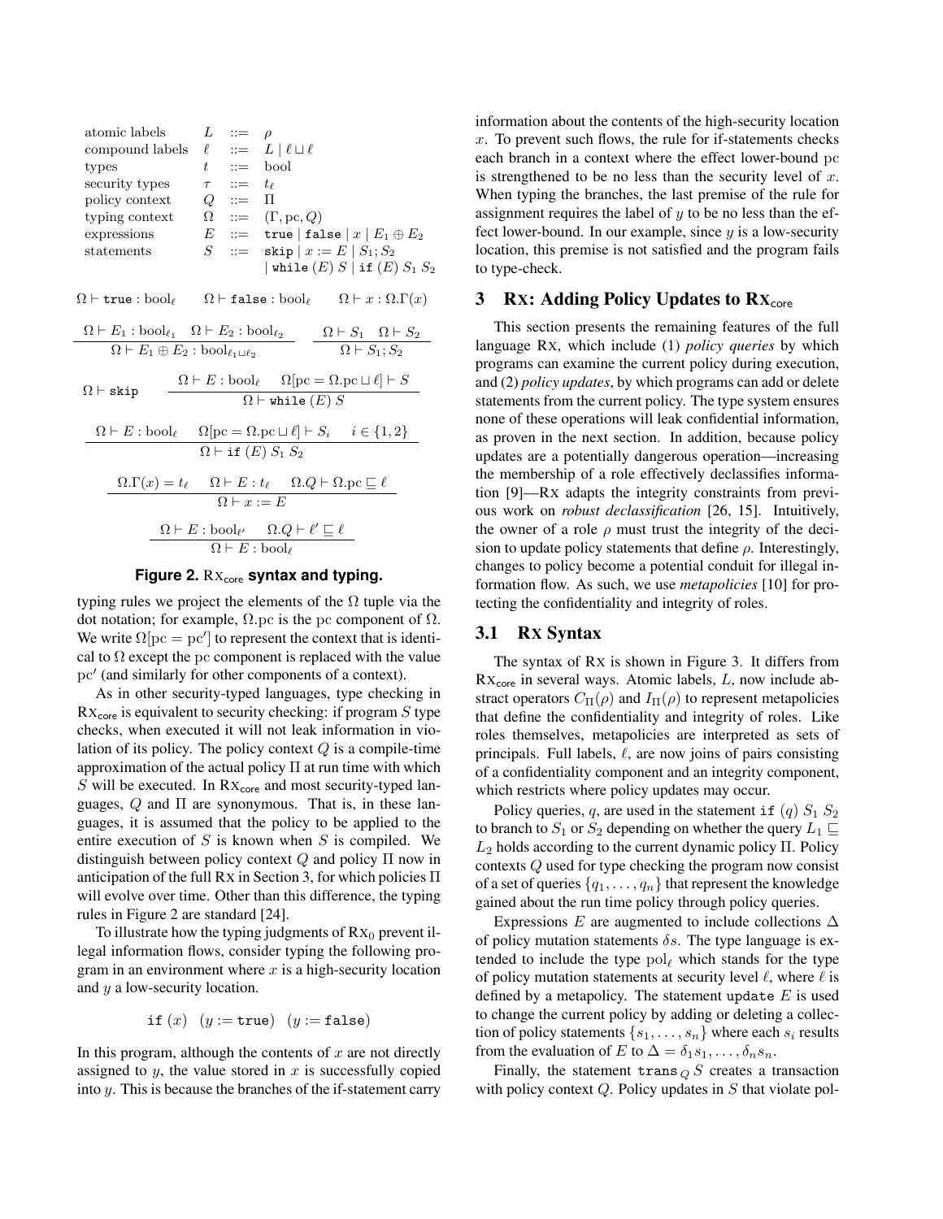$$
\begin{array}{llcl}
\text{atomic labels} & L & ::= & \rho \\
\text{compound labels} & \ell & ::= & L \mid \ell \sqcup \ell \\
\text{types} & t & ::= & \text{bool} \\
\text{security types} & \tau & ::= & t_\ell \\
\text{policy context} & Q & ::= & \Pi \\
\text{typing context} & \Omega & ::= & (\Gamma, \text{pc}, Q) \\
\text{expressions} & E & ::= & \texttt{true} \mid \texttt{false} \mid x \mid E_1 \oplus E_2 \\
\text{statements} & S & ::= & \texttt{skip} \mid x := E \mid S_1; S_2 \\
 & & & \mid \texttt{while}\ (E)\ S \mid \texttt{if}\ (E)\ S_1\ S_2
\end{array}
$$

$$
\Omega \vdash \texttt{true} : \text{bool}_\ell \qquad \Omega \vdash \texttt{false} : \text{bool}_\ell \qquad \Omega \vdash x : \Omega.\Gamma(x)
$$

$$
\frac{\Omega \vdash E_1 : \text{bool}_{\ell_1} \quad \Omega \vdash E_2 : \text{bool}_{\ell_2}}{\Omega \vdash E_1 \oplus E_2 : \text{bool}_{\ell_1 \sqcup \ell_2}} \qquad \frac{\Omega \vdash S_1 \quad \Omega \vdash S_2}{\Omega \vdash S_1; S_2}
$$

$$
\Omega \vdash \texttt{skip} \qquad \frac{\Omega \vdash E : \text{bool}_\ell \quad \Omega[\text{pc} = \Omega.\text{pc} \sqcup \ell] \vdash S}{\Omega \vdash \texttt{while}\ (E)\ S}
$$

$$
\frac{\Omega \vdash E : \text{bool}_\ell \quad \Omega[\text{pc} = \Omega.\text{pc} \sqcup \ell] \vdash S_i \quad i \in \{1, 2\}}{\Omega \vdash \texttt{if}\ (E)\ S_1\ S_2}
$$

$$
\frac{\Omega.\Gamma(x) = t_\ell \quad \Omega \vdash E : t_\ell \quad \Omega.Q \vdash \Omega.\text{pc} \sqsubseteq \ell}{\Omega \vdash x := E}
$$

$$
\frac{\Omega \vdash E : \text{bool}_{\ell'} \quad \Omega.Q \vdash \ell' \sqsubseteq \ell}{\Omega \vdash E : \text{bool}_\ell}
$$

**Figure 2.** $\text{Rx}_{\text{core}}$ **syntax and typing.**

typing rules we project the elements of the $\Omega$ tuple via the dot notation; for example, $\Omega.\text{pc}$ is the pc component of $\Omega$. We write $\Omega[\text{pc} = \text{pc}']$ to represent the context that is identical to $\Omega$ except the pc component is replaced with the value $\text{pc}'$ (and similarly for other components of a context).

As in other security-typed languages, type checking in $\text{Rx}_{\text{core}}$ is equivalent to security checking: if program $S$ type checks, when executed it will not leak information in violation of its policy. The policy context $Q$ is a compile-time approximation of the actual policy $\Pi$ at run time with which $S$ will be executed. In $\text{Rx}_{\text{core}}$ and most security-typed languages, $Q$ and $\Pi$ are synonymous. That is, in these languages, it is assumed that the policy to be applied to the entire execution of $S$ is known when $S$ is compiled. We distinguish between policy context $Q$ and policy $\Pi$ now in anticipation of the full Rx in Section 3, for which policies $\Pi$ will evolve over time. Other than this difference, the typing rules in Figure 2 are standard [24].

To illustrate how the typing judgments of $\text{Rx}_0$ prevent illegal information flows, consider typing the following program in an environment where $x$ is a high-security location and $y$ a low-security location.

$$
\texttt{if}\ (x) \quad (y := \texttt{true}) \quad (y := \texttt{false})
$$

In this program, although the contents of $x$ are not directly assigned to $y$, the value stored in $x$ is successfully copied into $y$. This is because the branches of the if-statement carry information about the contents of the high-security location $x$. To prevent such flows, the rule for if-statements checks each branch in a context where the effect lower-bound pc is strengthened to be no less than the security level of $x$. When typing the branches, the last premise of the rule for assignment requires the label of $y$ to be no less than the effect lower-bound. In our example, since $y$ is a low-security location, this premise is not satisfied and the program fails to type-check.

## 3 Rx: Adding Policy Updates to $\text{Rx}_{\text{core}}$

This section presents the remaining features of the full language Rx, which include (1) *policy queries* by which programs can examine the current policy during execution, and (2) *policy updates*, by which programs can add or delete statements from the current policy. The type system ensures none of these operations will leak confidential information, as proven in the next section. In addition, because policy updates are a potentially dangerous operation—increasing the membership of a role effectively declassifies information [9]—Rx adapts the integrity constraints from previous work on *robust declassification* [26, 15]. Intuitively, the owner of a role $\rho$ must trust the integrity of the decision to update policy statements that define $\rho$. Interestingly, changes to policy become a potential conduit for illegal information flow. As such, we use *metapolicies* [10] for protecting the confidentiality and integrity of roles.

### 3.1 Rx Syntax

The syntax of Rx is shown in Figure 3. It differs from $\text{Rx}_{\text{core}}$ in several ways. Atomic labels, $L$, now include abstract operators $C_\Pi(\rho)$ and $I_\Pi(\rho)$ to represent metapolicies that define the confidentiality and integrity of roles. Like roles themselves, metapolicies are interpreted as sets of principals. Full labels, $\ell$, are now joins of pairs consisting of a confidentiality component and an integrity component, which restricts where policy updates may occur.

Policy queries, $q$, are used in the statement $\texttt{if}\ (q)\ S_1\ S_2$ to branch to $S_1$ or $S_2$ depending on whether the query $L_1 \sqsubseteq L_2$ holds according to the current dynamic policy $\Pi$. Policy contexts $Q$ used for type checking the program now consist of a set of queries $\{q_1, \ldots, q_n\}$ that represent the knowledge gained about the run time policy through policy queries.

Expressions $E$ are augmented to include collections $\Delta$ of policy mutation statements $\delta s$. The type language is extended to include the type $\text{pol}_\ell$ which stands for the type of policy mutation statements at security level $\ell$, where $\ell$ is defined by a metapolicy. The statement $\texttt{update}\ E$ is used to change the current policy by adding or deleting a collection of policy statements $\{s_1, \ldots, s_n\}$ where each $s_i$ results from the evaluation of $E$ to $\Delta = \delta_1 s_1, \ldots, \delta_n s_n$.

Finally, the statement $\texttt{trans}_Q\ S$ creates a transaction with policy context $Q$. Policy updates in $S$ that violate pol-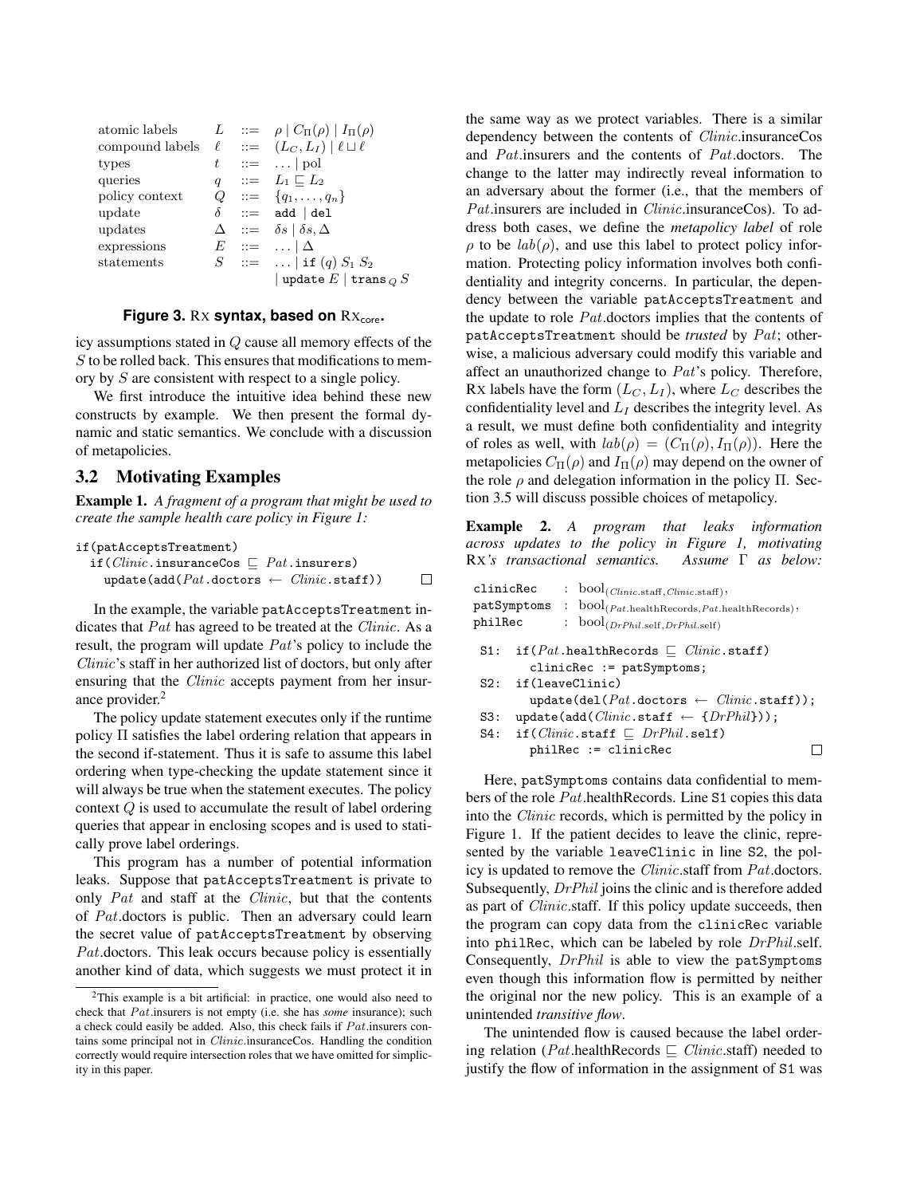| | | | |
|---|---|---|---|
| atomic labels | $L$ | $::=$ | $\rho \mid C_\Pi(\rho) \mid I_\Pi(\rho)$ |
| compound labels | $\ell$ | $::=$ | $(L_C, L_I) \mid \ell \sqcup \ell$ |
| types | $t$ | $::=$ | $\ldots \mid \text{pol}$ |
| queries | $q$ | $::=$ | $L_1 \sqsubseteq L_2$ |
| policy context | $Q$ | $::=$ | $\{q_1, \ldots, q_n\}$ |
| update | $\delta$ | $::=$ | `add` \| `del` |
| updates | $\Delta$ | $::=$ | $\delta s \mid \delta s, \Delta$ |
| expressions | $E$ | $::=$ | $\ldots \mid \Delta$ |
| statements | $S$ | $::=$ | $\ldots \mid$ `if` $(q)$ $S_1$ $S_2$ |
| | | | \| `update` $E$ \| `trans`$_Q$ $S$ |

**Figure 3.** RX **syntax, based on** $\text{RX}_{\text{core}}$**.**

icy assumptions stated in $Q$ cause all memory effects of the $S$ to be rolled back. This ensures that modifications to memory by $S$ are consistent with respect to a single policy.

We first introduce the intuitive idea behind these new constructs by example. We then present the formal dynamic and static semantics. We conclude with a discussion of metapolicies.

## 3.2 Motivating Examples

**Example 1.** *A fragment of a program that might be used to create the sample health care policy in Figure 1:*

```
if(patAcceptsTreatment)
  if(Clinic.insuranceCos ⊑ Pat.insurers)
    update(add(Pat.doctors ← Clinic.staff))
```
□

In the example, the variable `patAcceptsTreatment` indicates that *Pat* has agreed to be treated at the *Clinic*. As a result, the program will update *Pat*'s policy to include the *Clinic*'s staff in her authorized list of doctors, but only after ensuring that the *Clinic* accepts payment from her insurance provider.[2]

The policy update statement executes only if the runtime policy $\Pi$ satisfies the label ordering relation that appears in the second if-statement. Thus it is safe to assume this label ordering when type-checking the update statement since it will always be true when the statement executes. The policy context $Q$ is used to accumulate the result of label ordering queries that appear in enclosing scopes and is used to statically prove label orderings.

This program has a number of potential information leaks. Suppose that `patAcceptsTreatment` is private to only *Pat* and staff at the *Clinic*, but that the contents of *Pat*.doctors is public. Then an adversary could learn the secret value of `patAcceptsTreatment` by observing *Pat*.doctors. This leak occurs because policy is essentially another kind of data, which suggests we must protect it in the same way as we protect variables. There is a similar dependency between the contents of *Clinic*.insuranceCos and *Pat*.insurers and the contents of *Pat*.doctors. The change to the latter may indirectly reveal information to an adversary about the former (i.e., that the members of *Pat*.insurers are included in *Clinic*.insuranceCos). To address both cases, we define the *metapolicy label* of role $\rho$ to be $lab(\rho)$, and use this label to protect policy information. Protecting policy information involves both confidentiality and integrity concerns. In particular, the dependency between the variable `patAcceptsTreatment` and the update to role *Pat*.doctors implies that the contents of `patAcceptsTreatment` should be *trusted* by *Pat*; otherwise, a malicious adversary could modify this variable and affect an unauthorized change to *Pat*'s policy. Therefore, RX labels have the form $(L_C, L_I)$, where $L_C$ describes the confidentiality level and $L_I$ describes the integrity level. As a result, we must define both confidentiality and integrity of roles as well, with $lab(\rho) = (C_\Pi(\rho), I_\Pi(\rho))$. Here the metapolicies $C_\Pi(\rho)$ and $I_\Pi(\rho)$ may depend on the owner of the role $\rho$ and delegation information in the policy $\Pi$. Section 3.5 will discuss possible choices of metapolicy.

**Example 2.** *A program that leaks information across updates to the policy in Figure 1, motivating* RX*'s transactional semantics. Assume* $\Gamma$ *as below:*

```
clinicRec   : bool_(Clinic.staff, Clinic.staff),
patSymptoms : bool_(Pat.healthRecords, Pat.healthRecords),
philRec     : bool_(DrPhil.self, DrPhil.self)

S1: if(Pat.healthRecords ⊑ Clinic.staff)
      clinicRec := patSymptoms;
S2: if(leaveClinic)
      update(del(Pat.doctors ← Clinic.staff));
S3: update(add(Clinic.staff ← {DrPhil}));
S4: if(Clinic.staff ⊑ DrPhil.self)
      philRec := clinicRec
```
□

Here, `patSymptoms` contains data confidential to members of the role *Pat*.healthRecords. Line S1 copies this data into the *Clinic* records, which is permitted by the policy in Figure 1. If the patient decides to leave the clinic, represented by the variable `leaveClinic` in line S2, the policy is updated to remove the *Clinic*.staff from *Pat*.doctors. Subsequently, *DrPhil* joins the clinic and is therefore added as part of *Clinic*.staff. If this policy update succeeds, then the program can copy data from the `clinicRec` variable into `philRec`, which can be labeled by role *DrPhil*.self. Consequently, *DrPhil* is able to view the `patSymptoms` even though this information flow is permitted by neither the original nor the new policy. This is an example of a unintended *transitive flow*.

The unintended flow is caused because the label ordering relation (*Pat*.healthRecords $\sqsubseteq$ *Clinic*.staff) needed to justify the flow of information in the assignment of S1 was

[2] This example is a bit artificial: in practice, one would also need to check that *Pat*.insurers is not empty (i.e. she has *some* insurance); such a check could easily be added. Also, this check fails if *Pat*.insurers contains some principal not in *Clinic*.insuranceCos. Handling the condition correctly would require intersection roles that we have omitted for simplicity in this paper.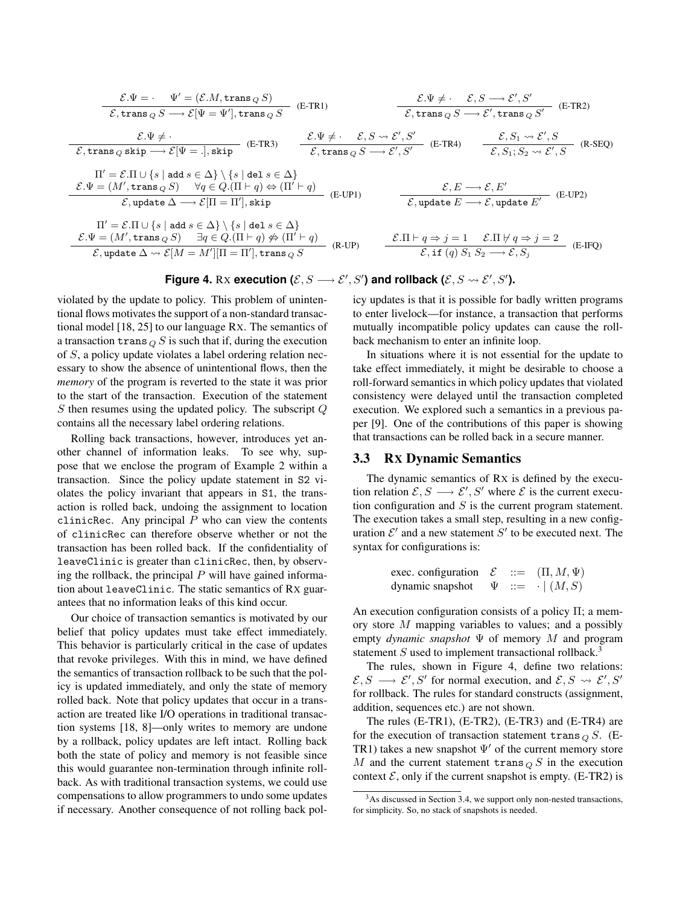$$\frac{\mathcal{E}.\Psi = \cdot \quad \Psi' = (\mathcal{E}.M, \texttt{trans}_Q\, S)}{\mathcal{E}, \texttt{trans}_Q\, S \longrightarrow \mathcal{E}[\Psi = \Psi'], \texttt{trans}_Q\, S} \text{ (E-TR1)} \qquad \frac{\mathcal{E}.\Psi \neq \cdot \quad \mathcal{E}, S \longrightarrow \mathcal{E}', S'}{\mathcal{E}, \texttt{trans}_Q\, S \longrightarrow \mathcal{E}', \texttt{trans}_Q\, S'} \text{ (E-TR2)}$$

$$\frac{\mathcal{E}.\Psi \neq \cdot}{\mathcal{E}, \texttt{trans}_Q\, \texttt{skip} \longrightarrow \mathcal{E}[\Psi = .], \texttt{skip}} \text{ (E-TR3)} \qquad \frac{\mathcal{E}.\Psi \neq \cdot \quad \mathcal{E}, S \rightsquigarrow \mathcal{E}', S'}{\mathcal{E}, \texttt{trans}_Q\, S \longrightarrow \mathcal{E}', S'} \text{ (E-TR4)} \qquad \frac{\mathcal{E}, S_1 \rightsquigarrow \mathcal{E}', S}{\mathcal{E}, S_1; S_2 \rightsquigarrow \mathcal{E}', S} \text{ (R-SEQ)}$$

$$\frac{\begin{array}{c}\Pi' = \mathcal{E}.\Pi \cup \{s \mid \texttt{add}\ s \in \Delta\} \setminus \{s \mid \texttt{del}\ s \in \Delta\} \\ \mathcal{E}.\Psi = (M', \texttt{trans}_Q\, S) \quad \forall q \in Q.(\Pi \vdash q) \Leftrightarrow (\Pi' \vdash q)\end{array}}{\mathcal{E}, \texttt{update}\ \Delta \longrightarrow \mathcal{E}[\Pi = \Pi'], \texttt{skip}} \text{ (E-UP1)} \qquad \frac{\mathcal{E}, E \longrightarrow \mathcal{E}, E'}{\mathcal{E}, \texttt{update}\ E \longrightarrow \mathcal{E}, \texttt{update}\ E'} \text{ (E-UP2)}$$

$$\frac{\begin{array}{c}\Pi' = \mathcal{E}.\Pi \cup \{s \mid \texttt{add}\ s \in \Delta\} \setminus \{s \mid \texttt{del}\ s \in \Delta\} \\ \mathcal{E}.\Psi = (M', \texttt{trans}_Q\, S) \quad \exists q \in Q.(\Pi \vdash q) \not\Leftrightarrow (\Pi' \vdash q)\end{array}}{\mathcal{E}, \texttt{update}\ \Delta \rightsquigarrow \mathcal{E}[M = M'][\Pi = \Pi'], \texttt{trans}_Q\, S} \text{ (R-UP)} \qquad \frac{\mathcal{E}.\Pi \vdash q \Rightarrow j = 1 \quad \mathcal{E}.\Pi \not\vdash q \Rightarrow j = 2}{\mathcal{E}, \texttt{if}\ (q)\ S_1\ S_2 \longrightarrow \mathcal{E}, S_j} \text{ (E-IFQ)}$$

**Figure 4.** RX **execution ($\mathcal{E}, S \longrightarrow \mathcal{E}', S'$) and rollback ($\mathcal{E}, S \rightsquigarrow \mathcal{E}', S'$).**

violated by the update to policy. This problem of unintentional flows motivates the support of a non-standard transactional model [18, 25] to our language RX. The semantics of a transaction $\texttt{trans}_Q\, S$ is such that if, during the execution of $S$, a policy update violates a label ordering relation necessary to show the absence of unintentional flows, then the *memory* of the program is reverted to the state it was prior to the start of the transaction. Execution of the statement $S$ then resumes using the updated policy. The subscript $Q$ contains all the necessary label ordering relations.

Rolling back transactions, however, introduces yet another channel of information leaks. To see why, suppose that we enclose the program of Example 2 within a transaction. Since the policy update statement in S2 violates the policy invariant that appears in S1, the transaction is rolled back, undoing the assignment to location clinicRec. Any principal $P$ who can view the contents of clinicRec can therefore observe whether or not the transaction has been rolled back. If the confidentiality of leaveClinic is greater than clinicRec, then, by observing the rollback, the principal $P$ will have gained information about leaveClinic. The static semantics of RX guarantees that no information leaks of this kind occur.

Our choice of transaction semantics is motivated by our belief that policy updates must take effect immediately. This behavior is particularly critical in the case of updates that revoke privileges. With this in mind, we have defined the semantics of transaction rollback to be such that the policy is updated immediately, and only the state of memory rolled back. Note that policy updates that occur in a transaction are treated like I/O operations in traditional transaction systems [18, 8]—only writes to memory are undone by a rollback, policy updates are left intact. Rolling back both the state of policy and memory is not feasible since this would guarantee non-termination through infinite rollback. As with traditional transaction systems, we could use compensations to allow programmers to undo some updates if necessary. Another consequence of not rolling back policy updates is that it is possible for badly written programs to enter livelock—for instance, a transaction that performs mutually incompatible policy updates can cause the rollback mechanism to enter an infinite loop.

In situations where it is not essential for the update to take effect immediately, it might be desirable to choose a roll-forward semantics in which policy updates that violated consistency were delayed until the transaction completed execution. We explored such a semantics in a previous paper [9]. One of the contributions of this paper is showing that transactions can be rolled back in a secure manner.

### 3.3 RX Dynamic Semantics

The dynamic semantics of RX is defined by the execution relation $\mathcal{E}, S \longrightarrow \mathcal{E}', S'$ where $\mathcal{E}$ is the current execution configuration and $S$ is the current program statement. The execution takes a small step, resulting in a new configuration $\mathcal{E}'$ and a new statement $S'$ to be executed next. The syntax for configurations is:

$$\begin{array}{lrcl} \text{exec. configuration} & \mathcal{E} & ::= & (\Pi, M, \Psi) \\ \text{dynamic snapshot} & \Psi & ::= & \cdot \mid (M, S) \end{array}$$

An execution configuration consists of a policy $\Pi$; a memory store $M$ mapping variables to values; and a possibly empty *dynamic snapshot* $\Psi$ of memory $M$ and program statement $S$ used to implement transactional rollback.[3]

The rules, shown in Figure 4, define two relations: $\mathcal{E}, S \longrightarrow \mathcal{E}', S'$ for normal execution, and $\mathcal{E}, S \rightsquigarrow \mathcal{E}', S'$ for rollback. The rules for standard constructs (assignment, addition, sequences etc.) are not shown.

The rules (E-TR1), (E-TR2), (E-TR3) and (E-TR4) are for the execution of transaction statement $\texttt{trans}_Q\, S$. (E-TR1) takes a new snapshot $\Psi'$ of the current memory store $M$ and the current statement $\texttt{trans}_Q\, S$ in the execution context $\mathcal{E}$, only if the current snapshot is empty. (E-TR2) is

[3] As discussed in Section 3.4, we support only non-nested transactions, for simplicity. So, no stack of snapshots is needed.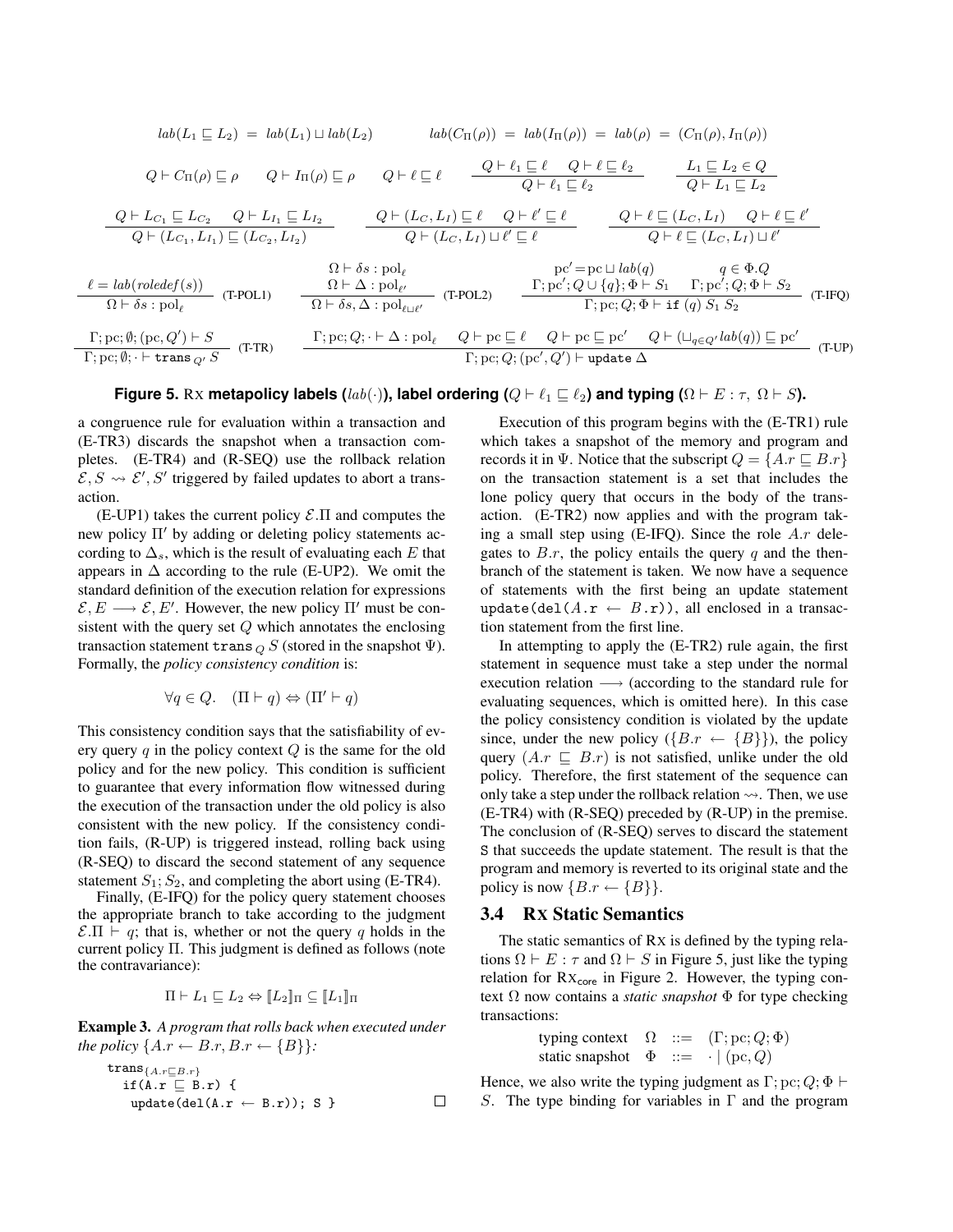$$lab(L_1 \sqsubseteq L_2) \;=\; lab(L_1) \sqcup lab(L_2) \qquad\qquad lab(C_\Pi(\rho)) \;=\; lab(I_\Pi(\rho)) \;=\; lab(\rho) \;=\; (C_\Pi(\rho), I_\Pi(\rho))$$

$$Q \vdash C_\Pi(\rho) \sqsubseteq \rho \qquad Q \vdash I_\Pi(\rho) \sqsubseteq \rho \qquad Q \vdash \ell \sqsubseteq \ell \qquad \frac{Q \vdash \ell_1 \sqsubseteq \ell \quad Q \vdash \ell \sqsubseteq \ell_2}{Q \vdash \ell_1 \sqsubseteq \ell_2} \qquad \frac{L_1 \sqsubseteq L_2 \in Q}{Q \vdash L_1 \sqsubseteq L_2}$$

$$\frac{Q \vdash L_{C_1} \sqsubseteq L_{C_2} \quad Q \vdash L_{I_1} \sqsubseteq L_{I_2}}{Q \vdash (L_{C_1}, L_{I_1}) \sqsubseteq (L_{C_2}, L_{I_2})} \qquad \frac{Q \vdash (L_C, L_I) \sqsubseteq \ell \quad Q \vdash \ell' \sqsubseteq \ell}{Q \vdash (L_C, L_I) \sqcup \ell' \sqsubseteq \ell} \qquad \frac{Q \vdash \ell \sqsubseteq (L_C, L_I) \quad Q \vdash \ell \sqsubseteq \ell'}{Q \vdash \ell \sqsubseteq (L_C, L_I) \sqcup \ell'}$$

$$\frac{\ell = lab(roledef(s))}{\Omega \vdash \delta s : \mathrm{pol}_\ell}\ \text{(T-POL1)} \qquad \frac{\Omega \vdash \delta s : \mathrm{pol}_\ell \quad \Omega \vdash \Delta : \mathrm{pol}_{\ell'}}{\Omega \vdash \delta s, \Delta : \mathrm{pol}_{\ell \sqcup \ell'}}\ \text{(T-POL2)} \qquad \frac{\mathrm{pc}' = \mathrm{pc} \sqcup lab(q) \quad q \in \Phi.Q \quad \Gamma; \mathrm{pc}'; Q \cup \{q\}; \Phi \vdash S_1 \quad \Gamma; \mathrm{pc}'; Q; \Phi \vdash S_2}{\Gamma; \mathrm{pc}; Q; \Phi \vdash \mathtt{if}\ (q)\ S_1\ S_2}\ \text{(T-IFQ)}$$

$$\frac{\Gamma; \mathrm{pc}; \emptyset; (\mathrm{pc}, Q') \vdash S}{\Gamma; \mathrm{pc}; \emptyset; \cdot \vdash \mathtt{trans}_{Q'}\ S}\ \text{(T-TR)} \qquad \frac{\Gamma; \mathrm{pc}; Q; \cdot \vdash \Delta : \mathrm{pol}_\ell \quad Q \vdash \mathrm{pc} \sqsubseteq \ell \quad Q \vdash \mathrm{pc} \sqsubseteq \mathrm{pc}' \quad Q \vdash (\sqcup_{q \in Q'} lab(q)) \sqsubseteq \mathrm{pc}'}{\Gamma; \mathrm{pc}; Q; (\mathrm{pc}', Q') \vdash \mathtt{update}\ \Delta}\ \text{(T-UP)}$$

**Figure 5.** RX **metapolicy labels ($lab(\cdot)$), label ordering ($Q \vdash \ell_1 \sqsubseteq \ell_2$) and typing ($\Omega \vdash E : \tau$, $\Omega \vdash S$).**

a congruence rule for evaluation within a transaction and (E-TR3) discards the snapshot when a transaction completes. (E-TR4) and (R-SEQ) use the rollback relation $\mathcal{E}, S \rightsquigarrow \mathcal{E}', S'$ triggered by failed updates to abort a transaction.

(E-UP1) takes the current policy $\mathcal{E}.\Pi$ and computes the new policy $\Pi'$ by adding or deleting policy statements according to $\Delta_s$, which is the result of evaluating each $E$ that appears in $\Delta$ according to the rule (E-UP2). We omit the standard definition of the execution relation for expressions $\mathcal{E}, E \longrightarrow \mathcal{E}, E'$. However, the new policy $\Pi'$ must be consistent with the query set $Q$ which annotates the enclosing transaction statement $\mathtt{trans}_Q\ S$ (stored in the snapshot $\Psi$). Formally, the *policy consistency condition* is:

$$\forall q \in Q. \quad (\Pi \vdash q) \Leftrightarrow (\Pi' \vdash q)$$

This consistency condition says that the satisfiability of every query $q$ in the policy context $Q$ is the same for the old policy and for the new policy. This condition is sufficient to guarantee that every information flow witnessed during the execution of the transaction under the old policy is also consistent with the new policy. If the consistency condition fails, (R-UP) is triggered instead, rolling back using (R-SEQ) to discard the second statement of any sequence statement $S_1; S_2$, and completing the abort using (E-TR4).

Finally, (E-IFQ) for the policy query statement chooses the appropriate branch to take according to the judgment $\mathcal{E}.\Pi \vdash q$; that is, whether or not the query $q$ holds in the current policy $\Pi$. This judgment is defined as follows (note the contravariance):

$$\Pi \vdash L_1 \sqsubseteq L_2 \Leftrightarrow [\![L_2]\!]_\Pi \subseteq [\![L_1]\!]_\Pi$$

**Example 3.** *A program that rolls back when executed under the policy $\{A.r \leftarrow B.r, B.r \leftarrow \{B\}\}$:*

```
trans{A.r ⊑ B.r}
  if(A.r ⊑ B.r) {
    update(del(A.r ← B.r)); S }
```

□

Execution of this program begins with the (E-TR1) rule which takes a snapshot of the memory and program and records it in $\Psi$. Notice that the subscript $Q = \{A.r \sqsubseteq B.r\}$ on the transaction statement is a set that includes the lone policy query that occurs in the body of the transaction. (E-TR2) now applies and with the program taking a small step using (E-IFQ). Since the role $A.r$ delegates to $B.r$, the policy entails the query $q$ and the then-branch of the statement is taken. We now have a sequence of statements with the first being an update statement `update(del(A.r ← B.r))`, all enclosed in a transaction statement from the first line.

In attempting to apply the (E-TR2) rule again, the first statement in sequence must take a step under the normal execution relation $\longrightarrow$ (according to the standard rule for evaluating sequences, which is omitted here). In this case the policy consistency condition is violated by the update since, under the new policy ($\{B.r \leftarrow \{B\}\}$), the policy query $(A.r \sqsubseteq B.r)$ is not satisfied, unlike under the old policy. Therefore, the first statement of the sequence can only take a step under the rollback relation $\rightsquigarrow$. Then, we use (E-TR4) with (R-SEQ) preceded by (R-UP) in the premise. The conclusion of (R-SEQ) serves to discard the statement S that succeeds the update statement. The result is that the program and memory is reverted to its original state and the policy is now $\{B.r \leftarrow \{B\}\}$.

### 3.4 RX Static Semantics

The static semantics of RX is defined by the typing relations $\Omega \vdash E : \tau$ and $\Omega \vdash S$ in Figure 5, just like the typing relation for $\text{RX}_{\text{core}}$ in Figure 2. However, the typing context $\Omega$ now contains a *static snapshot* $\Phi$ for type checking transactions:

$$\begin{array}{lll} \text{typing context} & \Omega & ::= \ (\Gamma; \mathrm{pc}; Q; \Phi) \\ \text{static snapshot} & \Phi & ::= \ \cdot \mid (\mathrm{pc}, Q) \end{array}$$

Hence, we also write the typing judgment as $\Gamma; \mathrm{pc}; Q; \Phi \vdash S$. The type binding for variables in $\Gamma$ and the program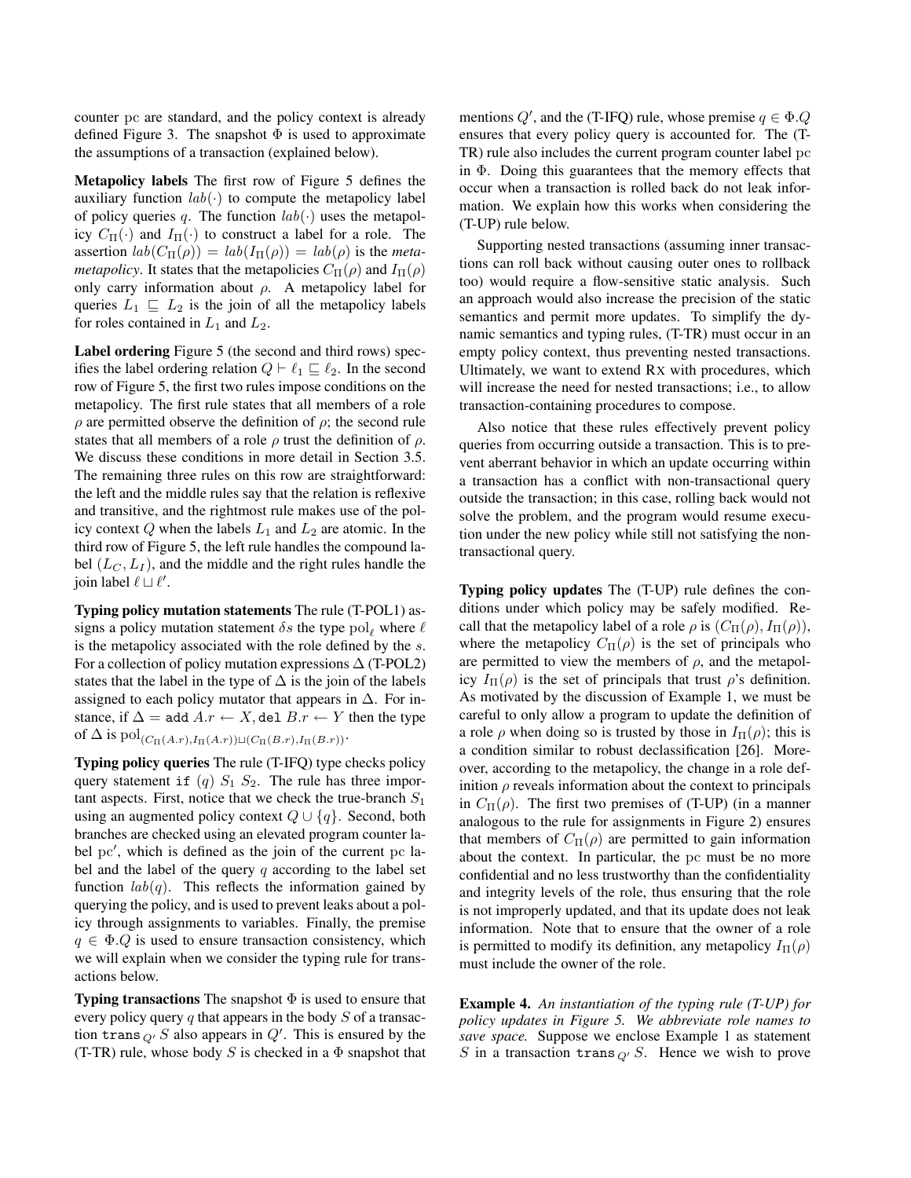counter pc are standard, and the policy context is already defined Figure 3. The snapshot $\Phi$ is used to approximate the assumptions of a transaction (explained below).

**Metapolicy labels** The first row of Figure 5 defines the auxiliary function $lab(\cdot)$ to compute the metapolicy label of policy queries $q$. The function $lab(\cdot)$ uses the metapolicy $C_\Pi(\cdot)$ and $I_\Pi(\cdot)$ to construct a label for a role. The assertion $lab(C_\Pi(\rho)) = lab(I_\Pi(\rho)) = lab(\rho)$ is the *metametapolicy*. It states that the metapolicies $C_\Pi(\rho)$ and $I_\Pi(\rho)$ only carry information about $\rho$. A metapolicy label for queries $L_1 \sqsubseteq L_2$ is the join of all the metapolicy labels for roles contained in $L_1$ and $L_2$.

**Label ordering** Figure 5 (the second and third rows) specifies the label ordering relation $Q \vdash \ell_1 \sqsubseteq \ell_2$. In the second row of Figure 5, the first two rules impose conditions on the metapolicy. The first rule states that all members of a role $\rho$ are permitted observe the definition of $\rho$; the second rule states that all members of a role $\rho$ trust the definition of $\rho$. We discuss these conditions in more detail in Section 3.5. The remaining three rules on this row are straightforward: the left and the middle rules say that the relation is reflexive and transitive, and the rightmost rule makes use of the policy context $Q$ when the labels $L_1$ and $L_2$ are atomic. In the third row of Figure 5, the left rule handles the compound label $(L_C, L_I)$, and the middle and the right rules handle the join label $\ell \sqcup \ell'$.

**Typing policy mutation statements** The rule (T-POL1) assigns a policy mutation statement $\delta s$ the type $\mathrm{pol}_\ell$ where $\ell$ is the metapolicy associated with the role defined by the $s$. For a collection of policy mutation expressions $\Delta$ (T-POL2) states that the label in the type of $\Delta$ is the join of the labels assigned to each policy mutator that appears in $\Delta$. For instance, if $\Delta = \texttt{add}\ A.r \leftarrow X, \texttt{del}\ B.r \leftarrow Y$ then the type of $\Delta$ is $\mathrm{pol}_{(C_\Pi(A.r), I_\Pi(A.r)) \sqcup (C_\Pi(B.r), I_\Pi(B.r))}$.

**Typing policy queries** The rule (T-IFQ) type checks policy query statement $\texttt{if}\ (q)\ S_1\ S_2$. The rule has three important aspects. First, notice that we check the true-branch $S_1$ using an augmented policy context $Q \cup \{q\}$. Second, both branches are checked using an elevated program counter label $\mathrm{pc}'$, which is defined as the join of the current pc label and the label of the query $q$ according to the label set function $lab(q)$. This reflects the information gained by querying the policy, and is used to prevent leaks about a policy through assignments to variables. Finally, the premise $q \in \Phi.Q$ is used to ensure transaction consistency, which we will explain when we consider the typing rule for transactions below.

**Typing transactions** The snapshot $\Phi$ is used to ensure that every policy query $q$ that appears in the body $S$ of a transaction $\texttt{trans}_{Q'}\ S$ also appears in $Q'$. This is ensured by the (T-TR) rule, whose body $S$ is checked in a $\Phi$ snapshot that mentions $Q'$, and the (T-IFQ) rule, whose premise $q \in \Phi.Q$ ensures that every policy query is accounted for. The (T-TR) rule also includes the current program counter label pc in $\Phi$. Doing this guarantees that the memory effects that occur when a transaction is rolled back do not leak information. We explain how this works when considering the (T-UP) rule below.

Supporting nested transactions (assuming inner transactions can roll back without causing outer ones to rollback too) would require a flow-sensitive static analysis. Such an approach would also increase the precision of the static semantics and permit more updates. To simplify the dynamic semantics and typing rules, (T-TR) must occur in an empty policy context, thus preventing nested transactions. Ultimately, we want to extend RX with procedures, which will increase the need for nested transactions; i.e., to allow transaction-containing procedures to compose.

Also notice that these rules effectively prevent policy queries from occurring outside a transaction. This is to prevent aberrant behavior in which an update occurring within a transaction has a conflict with non-transactional query outside the transaction; in this case, rolling back would not solve the problem, and the program would resume execution under the new policy while still not satisfying the non-transactional query.

**Typing policy updates** The (T-UP) rule defines the conditions under which policy may be safely modified. Recall that the metapolicy label of a role $\rho$ is $(C_\Pi(\rho), I_\Pi(\rho))$, where the metapolicy $C_\Pi(\rho)$ is the set of principals who are permitted to view the members of $\rho$, and the metapolicy $I_\Pi(\rho)$ is the set of principals that trust $\rho$'s definition. As motivated by the discussion of Example 1, we must be careful to only allow a program to update the definition of a role $\rho$ when doing so is trusted by those in $I_\Pi(\rho)$; this is a condition similar to robust declassification [26]. Moreover, according to the metapolicy, the change in a role definition $\rho$ reveals information about the context to principals in $C_\Pi(\rho)$. The first two premises of (T-UP) (in a manner analogous to the rule for assignments in Figure 2) ensures that members of $C_\Pi(\rho)$ are permitted to gain information about the context. In particular, the pc must be no more confidential and no less trustworthy than the confidentiality and integrity levels of the role, thus ensuring that the role is not improperly updated, and that its update does not leak information. Note that to ensure that the owner of a role is permitted to modify its definition, any metapolicy $I_\Pi(\rho)$ must include the owner of the role.

**Example 4.** *An instantiation of the typing rule (T-UP) for policy updates in Figure 5. We abbreviate role names to save space.* Suppose we enclose Example 1 as statement $S$ in a transaction $\texttt{trans}_{Q'}\ S$. Hence we wish to prove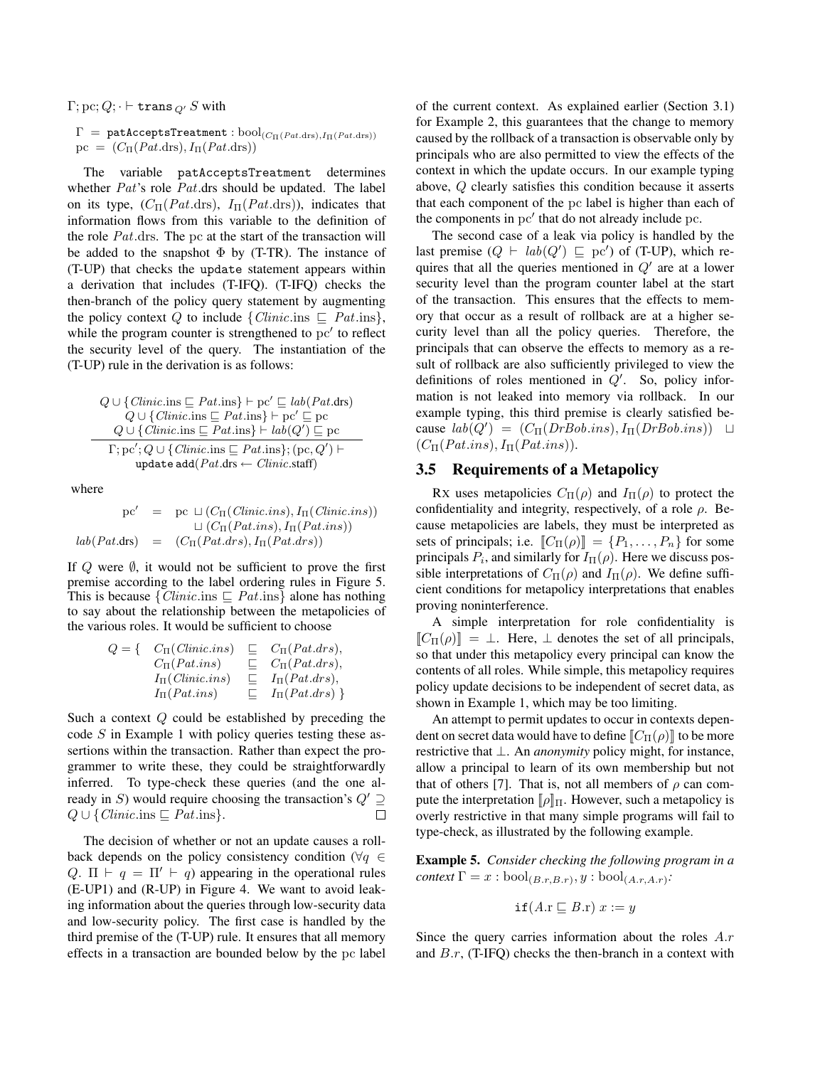$\Gamma; \mathrm{pc}; Q; \cdot \vdash \mathtt{trans}_{Q'}\ S$ with

$$\Gamma \;=\; \mathtt{patAcceptsTreatment} : \mathrm{bool}_{(C_\Pi(Pat.\mathrm{drs}), I_\Pi(Pat.\mathrm{drs}))}$$
$$\mathrm{pc} \;=\; (C_\Pi(Pat.\mathrm{drs}), I_\Pi(Pat.\mathrm{drs}))$$

The variable `patAcceptsTreatment` determines whether $Pat$'s role $Pat.\mathrm{drs}$ should be updated. The label on its type, $(C_\Pi(Pat.\mathrm{drs}),\ I_\Pi(Pat.\mathrm{drs}))$, indicates that information flows from this variable to the definition of the role $Pat.\mathrm{drs}$. The pc at the start of the transaction will be added to the snapshot $\Phi$ by (T-TR). The instance of (T-UP) that checks the `update` statement appears within a derivation that includes (T-IFQ). (T-IFQ) checks the then-branch of the policy query statement by augmenting the policy context $Q$ to include $\{Clinic.\mathrm{ins} \sqsubseteq Pat.\mathrm{ins}\}$, while the program counter is strengthened to $\mathrm{pc}'$ to reflect the security level of the query. The instantiation of the (T-UP) rule in the derivation is as follows:

$$\frac{\begin{array}{c} Q \cup \{Clinic.\mathrm{ins} \sqsubseteq Pat.\mathrm{ins}\} \vdash \mathrm{pc}' \sqsubseteq lab(Pat.\mathrm{drs}) \\ Q \cup \{Clinic.\mathrm{ins} \sqsubseteq Pat.\mathrm{ins}\} \vdash \mathrm{pc}' \sqsubseteq \mathrm{pc} \\ Q \cup \{Clinic.\mathrm{ins} \sqsubseteq Pat.\mathrm{ins}\} \vdash lab(Q') \sqsubseteq \mathrm{pc} \end{array}}{\begin{array}{c}\Gamma; \mathrm{pc}'; Q \cup \{Clinic.\mathrm{ins} \sqsubseteq Pat.\mathrm{ins}\}; (\mathrm{pc}, Q') \vdash \\ \mathtt{update}\ \mathtt{add}(Pat.\mathrm{drs} \leftarrow Clinic.\mathrm{staff})\end{array}}$$

where

$$\begin{array}{rcl} \mathrm{pc}' &=& \mathrm{pc} \sqcup (C_\Pi(Clinic.ins), I_\Pi(Clinic.ins)) \\ && \sqcup\ (C_\Pi(Pat.ins), I_\Pi(Pat.ins)) \\ lab(Pat.\mathrm{drs}) &=& (C_\Pi(Pat.drs), I_\Pi(Pat.drs)) \end{array}$$

If $Q$ were $\emptyset$, it would not be sufficient to prove the first premise according to the label ordering rules in Figure 5. This is because $\{Clinic.\mathrm{ins} \sqsubseteq Pat.\mathrm{ins}\}$ alone has nothing to say about the relationship between the metapolicies of the various roles. It would be sufficient to choose

$$Q = \{ \begin{array}{lcl} C_\Pi(Clinic.ins) &\sqsubseteq& C_\Pi(Pat.drs), \\ C_\Pi(Pat.ins) &\sqsubseteq& C_\Pi(Pat.drs), \\ I_\Pi(Clinic.ins) &\sqsubseteq& I_\Pi(Pat.drs), \\ I_\Pi(Pat.ins) &\sqsubseteq& I_\Pi(Pat.drs)\ \} \end{array}$$

Such a context $Q$ could be established by preceding the code $S$ in Example 1 with policy queries testing these assertions within the transaction. Rather than expect the programmer to write these, they could be straightforwardly inferred. To type-check these queries (and the one already in $S$) would require choosing the transaction's $Q' \supseteq Q \cup \{Clinic.\mathrm{ins} \sqsubseteq Pat.\mathrm{ins}\}$. □

The decision of whether or not an update causes a rollback depends on the policy consistency condition ($\forall q \in Q.\ \Pi \vdash q = \Pi' \vdash q$) appearing in the operational rules (E-UP1) and (R-UP) in Figure 4. We want to avoid leaking information about the queries through low-security data and low-security policy. The first case is handled by the third premise of the (T-UP) rule. It ensures that all memory effects in a transaction are bounded below by the pc label of the current context. As explained earlier (Section 3.1) for Example 2, this guarantees that the change to memory caused by the rollback of a transaction is observable only by principals who are also permitted to view the effects of the context in which the update occurs. In our example typing above, $Q$ clearly satisfies this condition because it asserts that each component of the pc label is higher than each of the components in $\mathrm{pc}'$ that do not already include pc.

The second case of a leak via policy is handled by the last premise ($Q \vdash lab(Q') \sqsubseteq \mathrm{pc}'$) of (T-UP), which requires that all the queries mentioned in $Q'$ are at a lower security level than the program counter label at the start of the transaction. This ensures that the effects to memory that occur as a result of rollback are at a higher security level than all the policy queries. Therefore, the principals that can observe the effects to memory as a result of rollback are also sufficiently privileged to view the definitions of roles mentioned in $Q'$. So, policy information is not leaked into memory via rollback. In our example typing, this third premise is clearly satisfied because $lab(Q') = (C_\Pi(DrBob.ins), I_\Pi(DrBob.ins)) \sqcup (C_\Pi(Pat.ins), I_\Pi(Pat.ins))$.

## 3.5 Requirements of a Metapolicy

RX uses metapolicies $C_\Pi(\rho)$ and $I_\Pi(\rho)$ to protect the confidentiality and integrity, respectively, of a role $\rho$. Because metapolicies are labels, they must be interpreted as sets of principals; i.e. $[\![C_\Pi(\rho)]\!] = \{P_1, \ldots, P_n\}$ for some principals $P_i$, and similarly for $I_\Pi(\rho)$. Here we discuss possible interpretations of $C_\Pi(\rho)$ and $I_\Pi(\rho)$. We define sufficient conditions for metapolicy interpretations that enables proving noninterference.

A simple interpretation for role confidentiality is $[\![C_\Pi(\rho)]\!] = \bot$. Here, $\bot$ denotes the set of all principals, so that under this metapolicy every principal can know the contents of all roles. While simple, this metapolicy requires policy update decisions to be independent of secret data, as shown in Example 1, which may be too limiting.

An attempt to permit updates to occur in contexts dependent on secret data would have to define $[\![C_\Pi(\rho)]\!]$ to be more restrictive that $\bot$. An *anonymity* policy might, for instance, allow a principal to learn of its own membership but not that of others [7]. That is, not all members of $\rho$ can compute the interpretation $[\![\rho]\!]_\Pi$. However, such a metapolicy is overly restrictive in that many simple programs will fail to type-check, as illustrated by the following example.

**Example 5.** *Consider checking the following program in a context* $\Gamma = x : \mathrm{bool}_{(B.r, B.r)}, y : \mathrm{bool}_{(A.r, A.r)}$*:*

$$\mathtt{if}(A.\mathrm{r} \sqsubseteq B.\mathrm{r})\ x := y$$

Since the query carries information about the roles $A.r$ and $B.r$, (T-IFQ) checks the then-branch in a context with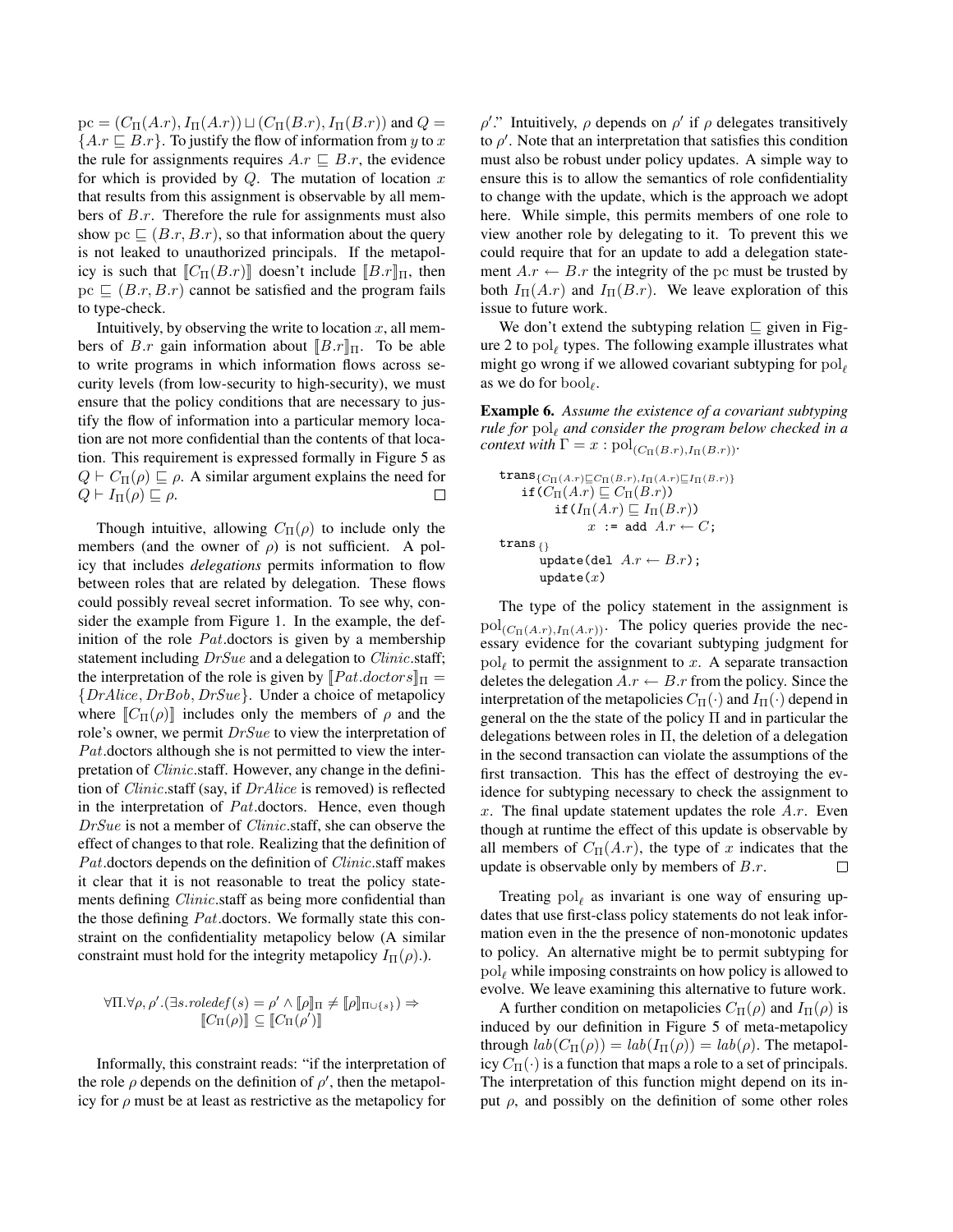$\mathrm{pc} = (C_\Pi(A.r), I_\Pi(A.r)) \sqcup (C_\Pi(B.r), I_\Pi(B.r))$ and $Q = \{A.r \sqsubseteq B.r\}$. To justify the flow of information from $y$ to $x$ the rule for assignments requires $A.r \sqsubseteq B.r$, the evidence for which is provided by $Q$. The mutation of location $x$ that results from this assignment is observable by all members of $B.r$. Therefore the rule for assignments must also show $\mathrm{pc} \sqsubseteq (B.r, B.r)$, so that information about the query is not leaked to unauthorized principals. If the metapolicy is such that $[\![C_\Pi(B.r)]\!]$ doesn't include $[\![B.r]\!]_\Pi$, then $\mathrm{pc} \sqsubseteq (B.r, B.r)$ cannot be satisfied and the program fails to type-check.

Intuitively, by observing the write to location $x$, all members of $B.r$ gain information about $[\![B.r]\!]_\Pi$. To be able to write programs in which information flows across security levels (from low-security to high-security), we must ensure that the policy conditions that are necessary to justify the flow of information into a particular memory location are not more confidential than the contents of that location. This requirement is expressed formally in Figure 5 as $Q \vdash C_\Pi(\rho) \sqsubseteq \rho$. A similar argument explains the need for $Q \vdash I_\Pi(\rho) \sqsubseteq \rho$. □

Though intuitive, allowing $C_\Pi(\rho)$ to include only the members (and the owner of $\rho$) is not sufficient. A policy that includes *delegations* permits information to flow between roles that are related by delegation. These flows could possibly reveal secret information. To see why, consider the example from Figure 1. In the example, the definition of the role $Pat$.doctors is given by a membership statement including $DrSue$ and a delegation to $Clinic$.staff; the interpretation of the role is given by $[\![Pat.doctors]\!]_\Pi = \{DrAlice, DrBob, DrSue\}$. Under a choice of metapolicy where $[\![C_\Pi(\rho)]\!]$ includes only the members of $\rho$ and the role's owner, we permit $DrSue$ to view the interpretation of $Pat$.doctors although she is not permitted to view the interpretation of $Clinic$.staff. However, any change in the definition of $Clinic$.staff (say, if $DrAlice$ is removed) is reflected in the interpretation of $Pat$.doctors. Hence, even though $DrSue$ is not a member of $Clinic$.staff, she can observe the effect of changes to that role. Realizing that the definition of $Pat$.doctors depends on the definition of $Clinic$.staff makes it clear that it is not reasonable to treat the policy statements defining $Clinic$.staff as being more confidential than the those defining $Pat$.doctors. We formally state this constraint on the confidentiality metapolicy below (A similar constraint must hold for the integrity metapolicy $I_\Pi(\rho)$.).

$$\forall \Pi. \forall \rho, \rho'. (\exists s. \mathit{roledef}(s) = \rho' \wedge [\![\rho]\!]_\Pi \neq [\![\rho]\!]_{\Pi \cup \{s\}}) \Rightarrow [\![C_\Pi(\rho)]\!] \subseteq [\![C_\Pi(\rho')]\!]$$

Informally, this constraint reads: "if the interpretation of the role $\rho$ depends on the definition of $\rho'$, then the metapolicy for $\rho$ must be at least as restrictive as the metapolicy for $\rho'$." Intuitively, $\rho$ depends on $\rho'$ if $\rho$ delegates transitively to $\rho'$. Note that an interpretation that satisfies this condition must also be robust under policy updates. A simple way to ensure this is to allow the semantics of role confidentiality to change with the update, which is the approach we adopt here. While simple, this permits members of one role to view another role by delegating to it. To prevent this we could require that for an update to add a delegation statement $A.r \leftarrow B.r$ the integrity of the pc must be trusted by both $I_\Pi(A.r)$ and $I_\Pi(B.r)$. We leave exploration of this issue to future work.

We don't extend the subtyping relation $\sqsubseteq$ given in Figure 2 to $\mathrm{pol}_\ell$ types. The following example illustrates what might go wrong if we allowed covariant subtyping for $\mathrm{pol}_\ell$ as we do for $\mathrm{bool}_\ell$.

**Example 6.** *Assume the existence of a covariant subtyping rule for $\mathrm{pol}_\ell$ and consider the program below checked in a context with $\Gamma = x : \mathrm{pol}_{(C_\Pi(B.r), I_\Pi(B.r))}$.*

```
trans{C_Π(A.r)⊑C_Π(B.r), I_Π(A.r)⊑I_Π(B.r)}
    if(C_Π(A.r) ⊑ C_Π(B.r))
        if(I_Π(A.r) ⊑ I_Π(B.r))
            x := add A.r ← C;
trans{}
    update(del A.r ← B.r);
    update(x)
```

The type of the policy statement in the assignment is $\mathrm{pol}_{(C_\Pi(A.r), I_\Pi(A.r))}$. The policy queries provide the necessary evidence for the covariant subtyping judgment for $\mathrm{pol}_\ell$ to permit the assignment to $x$. A separate transaction deletes the delegation $A.r \leftarrow B.r$ from the policy. Since the interpretation of the metapolicies $C_\Pi(\cdot)$ and $I_\Pi(\cdot)$ depend in general on the the state of the policy $\Pi$ and in particular the delegations between roles in $\Pi$, the deletion of a delegation in the second transaction can violate the assumptions of the first transaction. This has the effect of destroying the evidence for subtyping necessary to check the assignment to $x$. The final update statement updates the role $A.r$. Even though at runtime the effect of this update is observable by all members of $C_\Pi(A.r)$, the type of $x$ indicates that the update is observable only by members of $B.r$. □

Treating $\mathrm{pol}_\ell$ as invariant is one way of ensuring updates that use first-class policy statements do not leak information even in the the presence of non-monotonic updates to policy. An alternative might be to permit subtyping for $\mathrm{pol}_\ell$ while imposing constraints on how policy is allowed to evolve. We leave examining this alternative to future work.

A further condition on metapolicies $C_\Pi(\rho)$ and $I_\Pi(\rho)$ is induced by our definition in Figure 5 of meta-metapolicy through $lab(C_\Pi(\rho)) = lab(I_\Pi(\rho)) = lab(\rho)$. The metapolicy $C_\Pi(\cdot)$ is a function that maps a role to a set of principals. The interpretation of this function might depend on its input $\rho$, and possibly on the definition of some other roles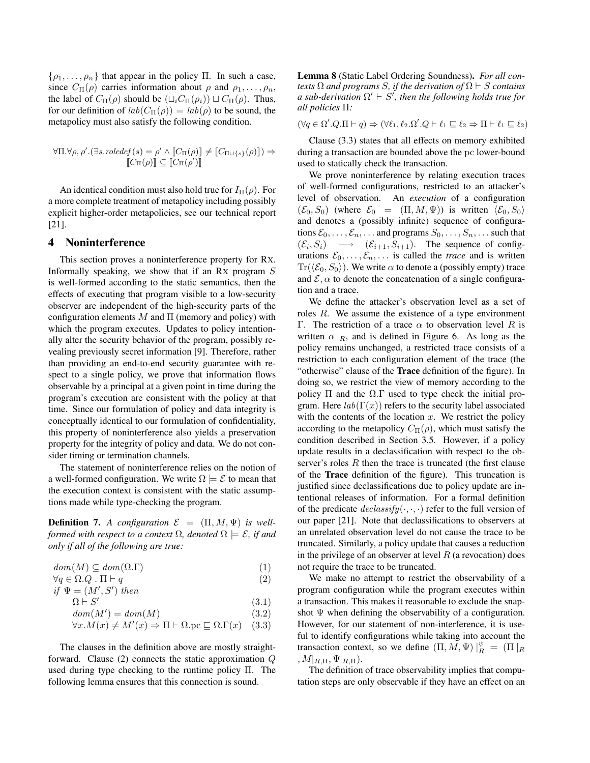$\{\rho_1, \ldots, \rho_n\}$ that appear in the policy $\Pi$. In such a case, since $C_\Pi(\rho)$ carries information about $\rho$ and $\rho_1, \ldots, \rho_n$, the label of $C_\Pi(\rho)$ should be $(\sqcup_i C_\Pi(\rho_i)) \sqcup C_\Pi(\rho)$. Thus, for our definition of $lab(C_\Pi(\rho)) = lab(\rho)$ to be sound, the metapolicy must also satisfy the following condition.

$$\forall \Pi . \forall \rho, \rho' . (\exists s. roledef(s) = \rho' \wedge [\![C_\Pi(\rho)]\!] \neq [\![C_{\Pi \cup \{s\}}(\rho)]\!]) \Rightarrow [\![C_\Pi(\rho)]\!] \subseteq [\![C_\Pi(\rho')]\!]$$

An identical condition must also hold true for $I_\Pi(\rho)$. For a more complete treatment of metapolicy including possibly explicit higher-order metapolicies, see our technical report [21].

## 4 Noninterference

This section proves a noninterference property for RX. Informally speaking, we show that if an RX program $S$ is well-formed according to the static semantics, then the effects of executing that program visible to a low-security observer are independent of the high-security parts of the configuration elements $M$ and $\Pi$ (memory and policy) with which the program executes. Updates to policy intentionally alter the security behavior of the program, possibly revealing previously secret information [9]. Therefore, rather than providing an end-to-end security guarantee with respect to a single policy, we prove that information flows observable by a principal at a given point in time during the program's execution are consistent with the policy at that time. Since our formulation of policy and data integrity is conceptually identical to our formulation of confidentiality, this property of noninterference also yields a preservation property for the integrity of policy and data. We do not consider timing or termination channels.

The statement of noninterference relies on the notion of a well-formed configuration. We write $\Omega \models \mathcal{E}$ to mean that the execution context is consistent with the static assumptions made while type-checking the program.

**Definition 7.** *A configuration $\mathcal{E} = (\Pi, M, \Psi)$ is well-formed with respect to a context $\Omega$, denoted $\Omega \models \mathcal{E}$, if and only if all of the following are true:*

$$
\begin{array}{ll}
dom(M) \subseteq dom(\Omega.\Gamma) & (1) \\
\forall q \in \Omega.Q \;.\; \Pi \vdash q & (2) \\
\textit{if } \Psi = (M', S') \textit{ then} & \\
\quad \Omega \vdash S' & (3.1) \\
\quad dom(M') = dom(M) & (3.2) \\
\quad \forall x. M(x) \neq M'(x) \Rightarrow \Pi \vdash \Omega.\mathrm{pc} \sqsubseteq \Omega.\Gamma(x) & (3.3)
\end{array}
$$

The clauses in the definition above are mostly straightforward. Clause (2) connects the static approximation $Q$ used during type checking to the runtime policy $\Pi$. The following lemma ensures that this connection is sound.

**Lemma 8** (Static Label Ordering Soundness)**.** *For all contexts $\Omega$ and programs $S$, if the derivation of $\Omega \vdash S$ contains a sub-derivation $\Omega' \vdash S'$, then the following holds true for all policies $\Pi$:*

$$(\forall q \in \Omega'.Q . \Pi \vdash q) \Rightarrow (\forall \ell_1, \ell_2 . \Omega'.Q \vdash \ell_1 \sqsubseteq \ell_2 \Rightarrow \Pi \vdash \ell_1 \sqsubseteq \ell_2)$$

Clause (3.3) states that all effects on memory exhibited during a transaction are bounded above the pc lower-bound used to statically check the transaction.

We prove noninterference by relating execution traces of well-formed configurations, restricted to an attacker's level of observation. An *execution* of a configuration $(\mathcal{E}_0, S_0)$ (where $\mathcal{E}_0 = (\Pi, M, \Psi)$) is written $\langle \mathcal{E}_0, S_0 \rangle$ and denotes a (possibly infinite) sequence of configurations $\mathcal{E}_0, \ldots, \mathcal{E}_n, \ldots$ and programs $S_0, \ldots, S_n, \ldots$ such that $(\mathcal{E}_i, S_i) \longrightarrow (\mathcal{E}_{i+1}, S_{i+1})$. The sequence of configurations $\mathcal{E}_0, \ldots, \mathcal{E}_n, \ldots$ is called the *trace* and is written $\mathrm{Tr}(\langle \mathcal{E}_0, S_0 \rangle)$. We write $\alpha$ to denote a (possibly empty) trace and $\mathcal{E}, \alpha$ to denote the concatenation of a single configuration and a trace.

We define the attacker's observation level as a set of roles $R$. We assume the existence of a type environment $\Gamma$. The restriction of a trace $\alpha$ to observation level $R$ is written $\alpha\,|_R$, and is defined in Figure 6. As long as the policy remains unchanged, a restricted trace consists of a restriction to each configuration element of the trace (the "otherwise" clause of the **Trace** definition of the figure). In doing so, we restrict the view of memory according to the policy $\Pi$ and the $\Omega.\Gamma$ used to type check the initial program. Here $lab(\Gamma(x))$ refers to the security label associated with the contents of the location $x$. We restrict the policy according to the metapolicy $C_\Pi(\rho)$, which must satisfy the condition described in Section 3.5. However, if a policy update results in a declassification with respect to the observer's roles $R$ then the trace is truncated (the first clause of the **Trace** definition of the figure). This truncation is justified since declassifications due to policy update are intentional releases of information. For a formal definition of the predicate $declassify(\cdot, \cdot, \cdot)$ refer to the full version of our paper [21]. Note that declassifications to observers at an unrelated observation level do not cause the trace to be truncated. Similarly, a policy update that causes a reduction in the privilege of an observer at level $R$ (a revocation) does not require the trace to be truncated.

We make no attempt to restrict the observability of a program configuration while the program executes within a transaction. This makes it reasonable to exclude the snapshot $\Psi$ when defining the observability of a configuration. However, for our statement of non-interference, it is useful to identify configurations while taking into account the transaction context, so we define $(\Pi, M, \Psi)\,|_R^{\psi} = (\Pi\,|_R, M|_{R,\Pi}, \Psi|_{R,\Pi})$.

The definition of trace observability implies that computation steps are only observable if they have an effect on an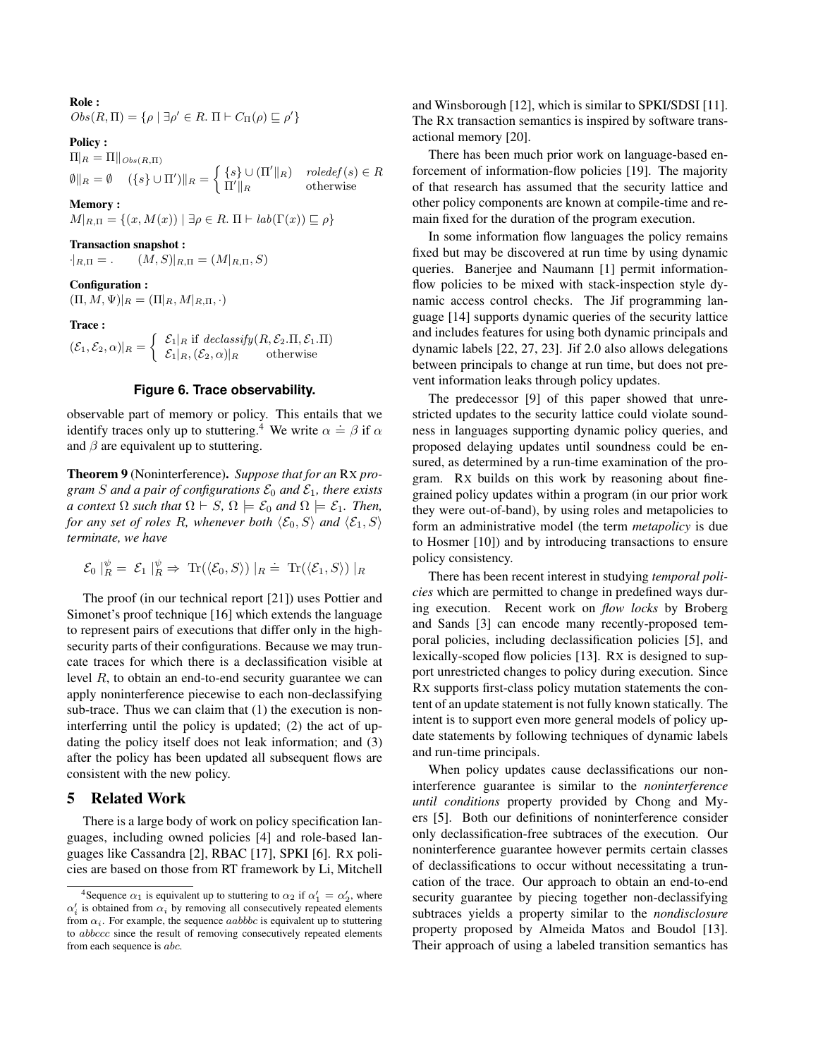**Role :**

$$Obs(R, \Pi) = \{\rho \mid \exists \rho' \in R.\ \Pi \vdash C_\Pi(\rho) \sqsubseteq \rho'\}$$

**Policy :**

$$\Pi|_R = \Pi\|_{Obs(R,\Pi)}$$

$$\emptyset\|_R = \emptyset \quad (\{s\} \cup \Pi')\|_R = \begin{cases} \{s\} \cup (\Pi'\|_R) & \mathit{roledef}(s) \in R \\ \Pi'\|_R & \text{otherwise} \end{cases}$$

**Memory :**

$$M|_{R,\Pi} = \{(x, M(x)) \mid \exists \rho \in R.\ \Pi \vdash \mathit{lab}(\Gamma(x)) \sqsubseteq \rho\}$$

**Transaction snapshot :**

$$\cdot|_{R,\Pi} = . \qquad (M, S)|_{R,\Pi} = (M|_{R,\Pi}, S)$$

**Configuration :**

$$(\Pi, M, \Psi)|_R = (\Pi|_R, M|_{R,\Pi}, \cdot)$$

**Trace :**

$$(\mathcal{E}_1, \mathcal{E}_2, \alpha)|_R = \begin{cases} \mathcal{E}_1|_R \text{ if } \mathit{declassify}(R, \mathcal{E}_2.\Pi, \mathcal{E}_1.\Pi) \\ \mathcal{E}_1|_R, (\mathcal{E}_2, \alpha)|_R \quad \text{otherwise} \end{cases}$$

**Figure 6. Trace observability.**

observable part of memory or policy. This entails that we identify traces only up to stuttering.[4] We write $\alpha \doteq \beta$ if $\alpha$ and $\beta$ are equivalent up to stuttering.

**Theorem 9** (Noninterference)**.** *Suppose that for an* RX *program $S$ and a pair of configurations $\mathcal{E}_0$ and $\mathcal{E}_1$, there exists a context $\Omega$ such that $\Omega \vdash S$, $\Omega \models \mathcal{E}_0$ and $\Omega \models \mathcal{E}_1$. Then, for any set of roles $R$, whenever both $\langle \mathcal{E}_0, S\rangle$ and $\langle \mathcal{E}_1, S\rangle$ terminate, we have*

$$\mathcal{E}_0 \mid_R^\psi = \mathcal{E}_1 \mid_R^\psi \Rightarrow \mathrm{Tr}(\langle \mathcal{E}_0, S\rangle) \mid_R \doteq \mathrm{Tr}(\langle \mathcal{E}_1, S\rangle) \mid_R$$

The proof (in our technical report [21]) uses Pottier and Simonet's proof technique [16] which extends the language to represent pairs of executions that differ only in the high-security parts of their configurations. Because we may truncate traces for which there is a declassification visible at level $R$, to obtain an end-to-end security guarantee we can apply noninterference piecewise to each non-declassifying sub-trace. Thus we can claim that (1) the execution is noninterfering until the policy is updated; (2) the act of updating the policy itself does not leak information; and (3) after the policy has been updated all subsequent flows are consistent with the new policy.

## 5 Related Work

There is a large body of work on policy specification languages, including owned policies [4] and role-based languages like Cassandra [2], RBAC [17], SPKI [6]. RX policies are based on those from RT framework by Li, Mitchell and Winsborough [12], which is similar to SPKI/SDSI [11]. The RX transaction semantics is inspired by software transactional memory [20].

There has been much prior work on language-based enforcement of information-flow policies [19]. The majority of that research has assumed that the security lattice and other policy components are known at compile-time and remain fixed for the duration of the program execution.

In some information flow languages the policy remains fixed but may be discovered at run time by using dynamic queries. Banerjee and Naumann [1] permit information-flow policies to be mixed with stack-inspection style dynamic access control checks. The Jif programming language [14] supports dynamic queries of the security lattice and includes features for using both dynamic principals and dynamic labels [22, 27, 23]. Jif 2.0 also allows delegations between principals to change at run time, but does not prevent information leaks through policy updates.

The predecessor [9] of this paper showed that unrestricted updates to the security lattice could violate soundness in languages supporting dynamic policy queries, and proposed delaying updates until soundness could be ensured, as determined by a run-time examination of the program. RX builds on this work by reasoning about fine-grained policy updates within a program (in our prior work they were out-of-band), by using roles and metapolicies to form an administrative model (the term *metapolicy* is due to Hosmer [10]) and by introducing transactions to ensure policy consistency.

There has been recent interest in studying *temporal policies* which are permitted to change in predefined ways during execution. Recent work on *flow locks* by Broberg and Sands [3] can encode many recently-proposed temporal policies, including declassification policies [5], and lexically-scoped flow policies [13]. RX is designed to support unrestricted changes to policy during execution. Since RX supports first-class policy mutation statements the content of an update statement is not fully known statically. The intent is to support even more general models of policy update statements by following techniques of dynamic labels and run-time principals.

When policy updates cause declassifications our noninterference guarantee is similar to the *noninterference until conditions* property provided by Chong and Myers [5]. Both our definitions of noninterference consider only declassification-free subtraces of the execution. Our noninterference guarantee however permits certain classes of declassifications to occur without necessitating a truncation of the trace. Our approach to obtain an end-to-end security guarantee by piecing together non-declassifying subtraces yields a property similar to the *nondisclosure* property proposed by Almeida Matos and Boudol [13]. Their approach of using a labeled transition semantics has

[4] Sequence $\alpha_1$ is equivalent up to stuttering to $\alpha_2$ if $\alpha_1' = \alpha_2'$, where $\alpha_i'$ is obtained from $\alpha_i$ by removing all consecutively repeated elements from $\alpha_i$. For example, the sequence $aabbbc$ is equivalent up to stuttering to $abbccc$ since the result of removing consecutively repeated elements from each sequence is $abc$.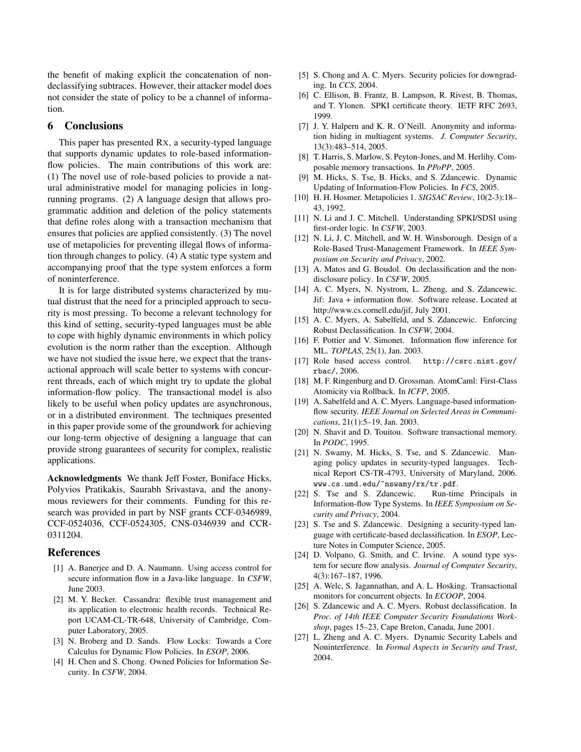the benefit of making explicit the concatenation of non-declassifying subtraces. However, their attacker model does not consider the state of policy to be a channel of information.

## 6 Conclusions

This paper has presented RX, a security-typed language that supports dynamic updates to role-based information-flow policies. The main contributions of this work are: (1) The novel use of role-based policies to provide a natural administrative model for managing policies in long-running programs. (2) A language design that allows programmatic addition and deletion of the policy statements that define roles along with a transaction mechanism that ensures that policies are applied consistently. (3) The novel use of metapolicies for preventing illegal flows of information through changes to policy. (4) A static type system and accompanying proof that the type system enforces a form of noninterference.

It is for large distributed systems characterized by mutual distrust that the need for a principled approach to security is most pressing. To become a relevant technology for this kind of setting, security-typed languages must be able to cope with highly dynamic environments in which policy evolution is the norm rather than the exception. Although we have not studied the issue here, we expect that the transactional approach will scale better to systems with concurrent threads, each of which might try to update the global information-flow policy. The transactional model is also likely to be useful when policy updates are asynchronous, or in a distributed environment. The techniques presented in this paper provide some of the groundwork for achieving our long-term objective of designing a language that can provide strong guarantees of security for complex, realistic applications.

**Acknowledgments** We thank Jeff Foster, Boniface Hicks, Polyvios Pratikakis, Saurabh Srivastava, and the anonymous reviewers for their comments. Funding for this research was provided in part by NSF grants CCF-0346989, CCF-0524036, CCF-0524305, CNS-0346939 and CCR-0311204.

## References

[1] A. Banerjee and D. A. Naumann. Using access control for secure information flow in a Java-like language. In *CSFW*, June 2003.

[2] M. Y. Becker. Cassandra: flexible trust management and its application to electronic health records. Technical Report UCAM-CL-TR-648, University of Cambridge, Computer Laboratory, 2005.

[3] N. Broberg and D. Sands. Flow Locks: Towards a Core Calculus for Dynamic Flow Policies. In *ESOP*, 2006.

[4] H. Chen and S. Chong. Owned Policies for Information Security. In *CSFW*, 2004.

[5] S. Chong and A. C. Myers. Security policies for downgrading. In *CCS*, 2004.

[6] C. Ellison, B. Frantz, B. Lampson, R. Rivest, B. Thomas, and T. Ylonen. SPKI certificate theory. IETF RFC 2693, 1999.

[7] J. Y. Halpern and K. R. O'Neill. Anonymity and information hiding in multiagent systems. *J. Computer Security*, 13(3):483–514, 2005.

[8] T. Harris, S. Marlow, S. Peyton-Jones, and M. Herlihy. Composable memory transactions. In *PPoPP*, 2005.

[9] M. Hicks, S. Tse, B. Hicks, and S. Zdancewic. Dynamic Updating of Information-Flow Policies. In *FCS*, 2005.

[10] H. H. Hosmer. Metapolicies 1. *SIGSAC Review*, 10(2-3):18–43, 1992.

[11] N. Li and J. C. Mitchell. Understanding SPKI/SDSI using first-order logic. In *CSFW*, 2003.

[12] N. Li, J. C. Mitchell, and W. H. Winsborough. Design of a Role-Based Trust-Management Framework. In *IEEE Symposium on Security and Privacy*, 2002.

[13] A. Matos and G. Boudol. On declassification and the non-disclosure policy. In *CSFW*, 2005.

[14] A. C. Myers, N. Nystrom, L. Zheng, and S. Zdancewic. Jif: Java + information flow. Software release. Located at http://www.cs.cornell.edu/jif, July 2001.

[15] A. C. Myers, A. Sabelfeld, and S. Zdancewic. Enforcing Robust Declassification. In *CSFW*, 2004.

[16] F. Pottier and V. Simonet. Information flow inference for ML. *TOPLAS*, 25(1), Jan. 2003.

[17] Role based access control. `http://csrc.nist.gov/rbac/`, 2006.

[18] M. F. Ringenburg and D. Grossman. AtomCaml: First-Class Atomicity via Rollback. In *ICFP*, 2005.

[19] A. Sabelfeld and A. C. Myers. Language-based information-flow security. *IEEE Journal on Selected Areas in Communications*, 21(1):5–19, Jan. 2003.

[20] N. Shavit and D. Touitou. Software transactional memory. In *PODC*, 1995.

[21] N. Swamy, M. Hicks, S. Tse, and S. Zdancewic. Managing policy updates in security-typed languages. Technical Report CS-TR-4793, University of Maryland, 2006. `www.cs.umd.edu/~nswamy/rx/tr.pdf`.

[22] S. Tse and S. Zdancewic. Run-time Principals in Information-flow Type Systems. In *IEEE Symposium on Security and Privacy*, 2004.

[23] S. Tse and S. Zdancewic. Designing a security-typed language with certificate-based declassification. In *ESOP*, Lecture Notes in Computer Science, 2005.

[24] D. Volpano, G. Smith, and C. Irvine. A sound type system for secure flow analysis. *Journal of Computer Security*, 4(3):167–187, 1996.

[25] A. Welc, S. Jagannathan, and A. L. Hosking. Transactional monitors for concurrent objects. In *ECOOP*, 2004.

[26] S. Zdancewic and A. C. Myers. Robust declassification. In *Proc. of 14th IEEE Computer Security Foundations Workshop*, pages 15–23, Cape Breton, Canada, June 2001.

[27] L. Zheng and A. C. Myers. Dynamic Security Labels and Noninterference. In *Formal Aspects in Security and Trust*, 2004.